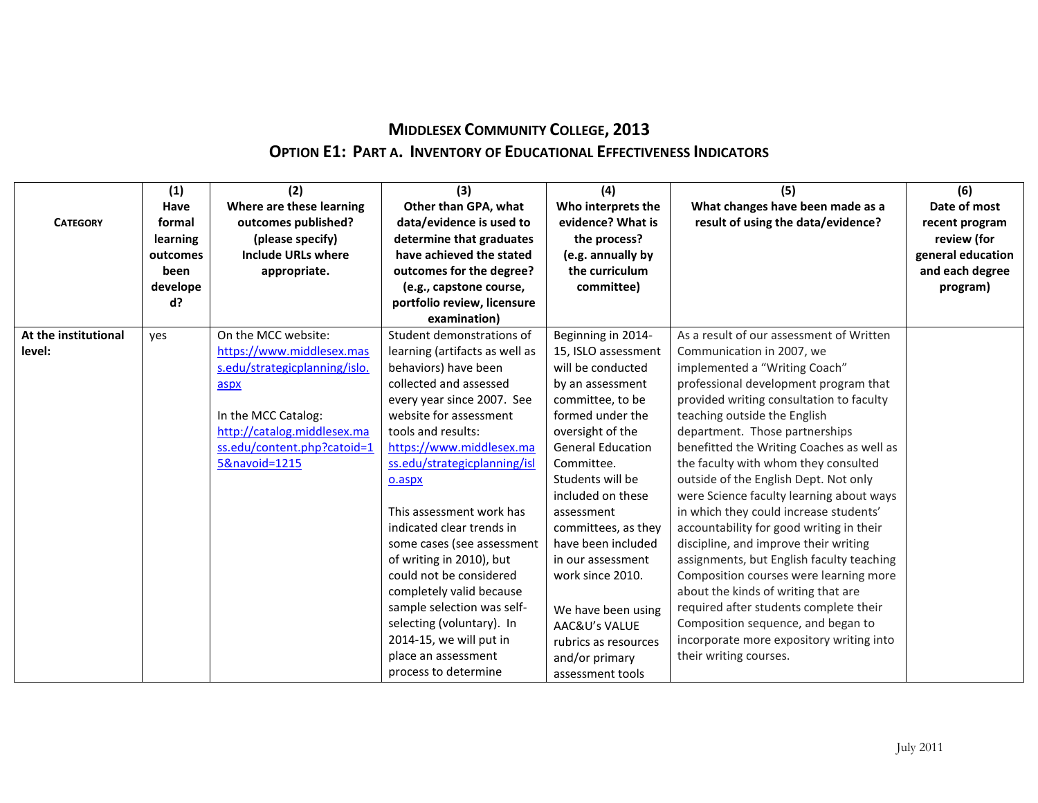# Middlesex Community College, 2013

## Option E1: Part A. Inventory of Educational Effectiveness Indicators

| Category | (1) Have formal learning outcomes been developed? | (2) Where are these learning outcomes published? (please specify) Include URLs where appropriate. | (3) Other than GPA, what data/evidence is used to determine that graduates have achieved the stated outcomes for the degree? (e.g., capstone course, portfolio review, licensure examination) | (4) Who interprets the evidence? What is the process? (e.g. annually by the curriculum committee) | (5) What changes have been made as a result of using the data/evidence? | (6) Date of most recent program review (for general education and each degree program) |
|---|---|---|---|---|---|---|
| **At the institutional level:** | yes | On the MCC website: https://www.middlesex.mass.edu/strategicplanning/islo.aspx<br><br>In the MCC Catalog: http://catalog.middlesex.mass.edu/content.php?catoid=15&navoid=1215 | Student demonstrations of learning (artifacts as well as behaviors) have been collected and assessed every year since 2007. See website for assessment tools and results: https://www.middlesex.mass.edu/strategicplanning/islo.aspx<br><br>This assessment work has indicated clear trends in some cases (see assessment of writing in 2010), but could not be considered completely valid because sample selection was self-selecting (voluntary). In 2014-15, we will put in place an assessment process to determine | Beginning in 2014-15, ISLO assessment will be conducted by an assessment committee, to be formed under the oversight of the General Education Committee. Students will be included on these assessment committees, as they have been included in our assessment work since 2010.<br><br>We have been using AAC&U's VALUE rubrics as resources and/or primary assessment tools | As a result of our assessment of Written Communication in 2007, we implemented a "Writing Coach" professional development program that provided writing consultation to faculty teaching outside the English department. Those partnerships benefitted the Writing Coaches as well as the faculty with whom they consulted outside of the English Dept. Not only were Science faculty learning about ways in which they could increase students' accountability for good writing in their discipline, and improve their writing assignments, but English faculty teaching Composition courses were learning more about the kinds of writing that are required after students complete their Composition sequence, and began to incorporate more expository writing into their writing courses. | |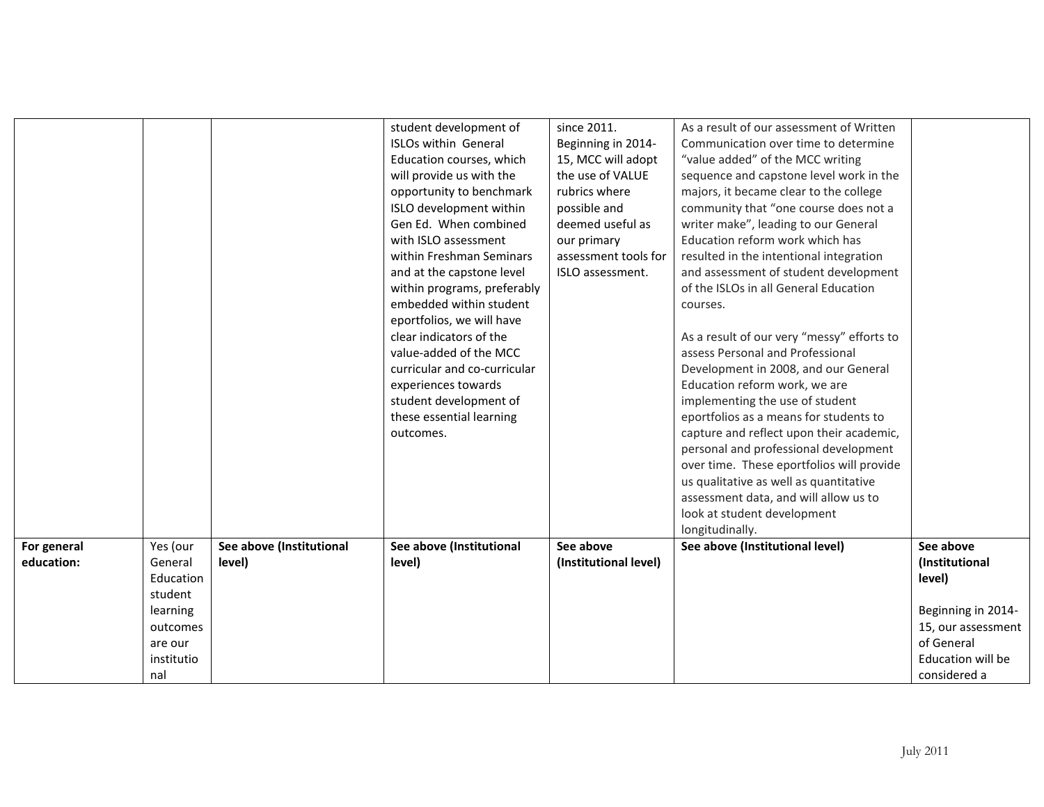| | | | | | | |
|---|---|---|---|---|---|---|
| | | | student development of ISLOs within General Education courses, which will provide us with the opportunity to benchmark ISLO development within Gen Ed. When combined with ISLO assessment within Freshman Seminars and at the capstone level within programs, preferably embedded within student eportfolios, we will have clear indicators of the value-added of the MCC curricular and co-curricular experiences towards student development of these essential learning outcomes. | since 2011. Beginning in 2014-15, MCC will adopt the use of VALUE rubrics where possible and deemed useful as our primary assessment tools for ISLO assessment. | As a result of our assessment of Written Communication over time to determine "value added" of the MCC writing sequence and capstone level work in the majors, it became clear to the college community that "one course does not a writer make", leading to our General Education reform work which has resulted in the intentional integration and assessment of student development of the ISLOs in all General Education courses.<br><br>As a result of our very "messy" efforts to assess Personal and Professional Development in 2008, and our General Education reform work, we are implementing the use of student eportfolios as a means for students to capture and reflect upon their academic, personal and professional development over time. These eportfolios will provide us qualitative as well as quantitative assessment data, and will allow us to look at student development longitudinally. | |
| **For general education:** | Yes (our General Education student learning outcomes are our institutional | **See above (Institutional level)** | **See above (Institutional level)** | **See above (Institutional level)** | **See above (Institutional level)** | **See above (Institutional level)**<br><br>Beginning in 2014-15, our assessment of General Education will be considered a |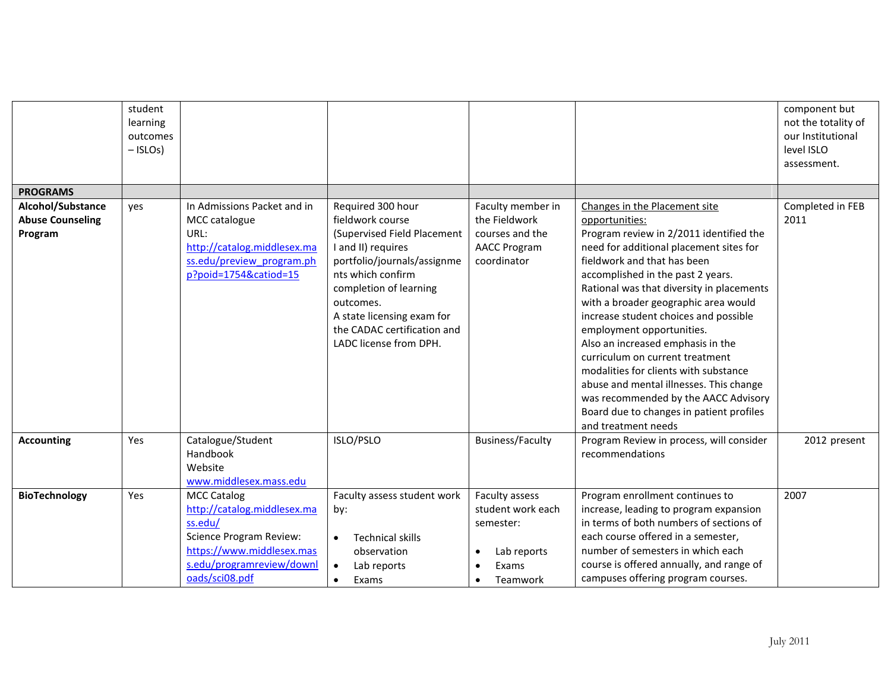|  |  |  |  |  |  |  |
|---|---|---|---|---|---|---|
|  | student learning outcomes – ISLOs) |  |  |  |  | component but not the totality of our Institutional level ISLO assessment. |
| **PROGRAMS** |  |  |  |  |  |  |
| **Alcohol/Substance Abuse Counseling Program** | yes | In Admissions Packet and in MCC catalogue URL: http://catalog.middlesex.mass.edu/preview_program.php?poid=1754&catoid=15 | Required 300 hour fieldwork course (Supervised Field Placement I and II) requires portfolio/journals/assignments which confirm completion of learning outcomes. A state licensing exam for the CADAC certification and LADC license from DPH. | Faculty member in the Fieldwork courses and the AACC Program coordinator | Changes in the Placement site opportunities: Program review in 2/2011 identified the need for additional placement sites for fieldwork and that has been accomplished in the past 2 years. Rational was that diversity in placements with a broader geographic area would increase student choices and possible employment opportunities. Also an increased emphasis in the curriculum on current treatment modalities for clients with substance abuse and mental illnesses. This change was recommended by the AACC Advisory Board due to changes in patient profiles and treatment needs | Completed in FEB 2011 |
| **Accounting** | Yes | Catalogue/Student Handbook Website www.middlesex.mass.edu | ISLO/PSLO | Business/Faculty | Program Review in process, will consider recommendations | 2012 present |
| **BioTechnology** | Yes | MCC Catalog http://catalog.middlesex.mass.edu/ Science Program Review: https://www.middlesex.mass.edu/programreview/downloads/sci08.pdf | Faculty assess student work by: • Technical skills observation • Lab reports • Exams | Faculty assess student work each semester: • Lab reports • Exams • Teamwork | Program enrollment continues to increase, leading to program expansion in terms of both numbers of sections of each course offered in a semester, number of semesters in which each course is offered annually, and range of campuses offering program courses. | 2007 |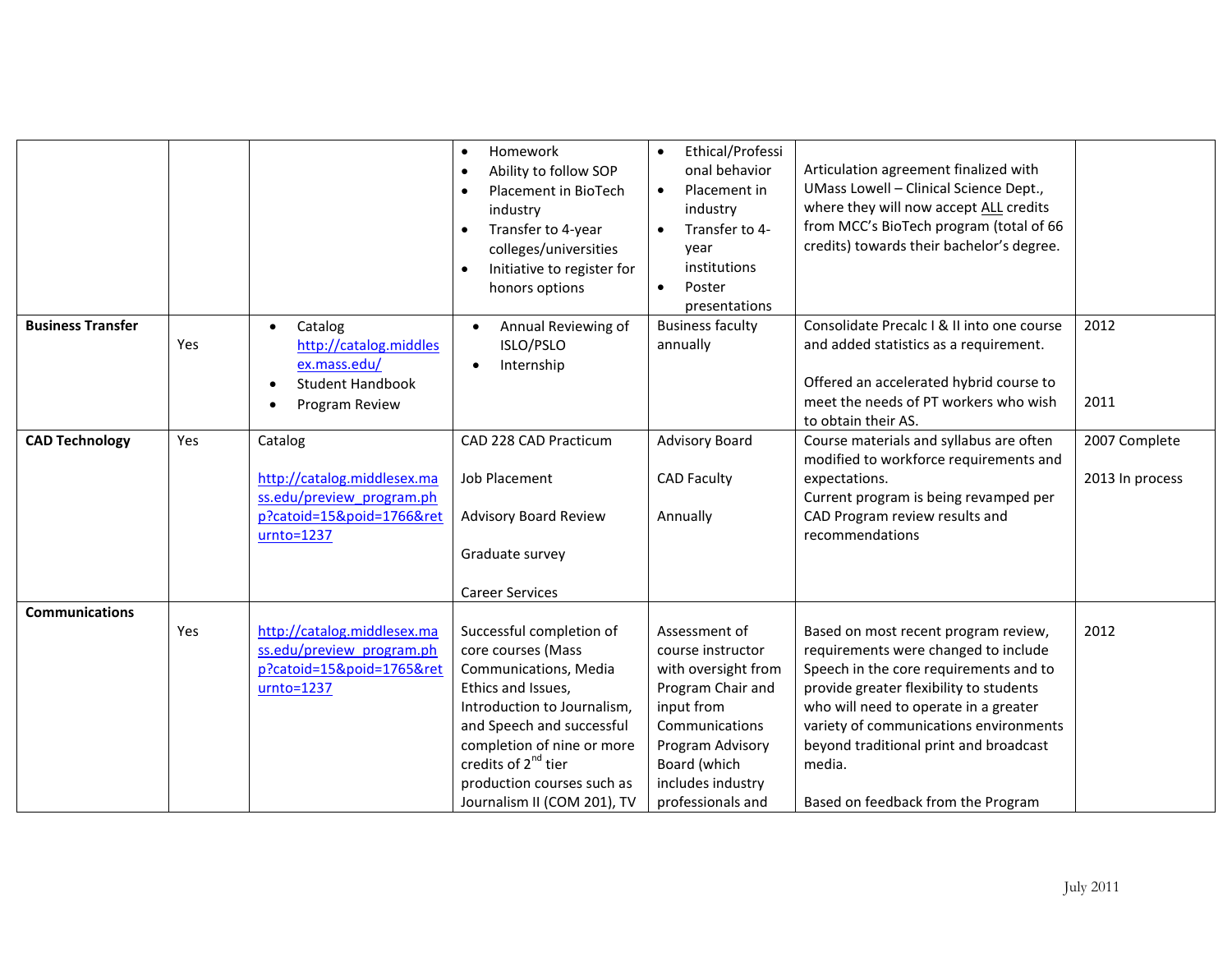| | | | | | | |
|---|---|---|---|---|---|---|
| | | | • Homework<br>• Ability to follow SOP<br>• Placement in BioTech industry<br>• Transfer to 4-year colleges/universities<br>• Initiative to register for honors options | • Ethical/Professional behavior<br>• Placement in industry<br>• Transfer to 4-year institutions<br>• Poster presentations | Articulation agreement finalized with UMass Lowell – Clinical Science Dept., where they will now accept ALL credits from MCC's BioTech program (total of 66 credits) towards their bachelor's degree. | |
| **Business Transfer** | Yes | • Catalog http://catalog.middlesex.mass.edu/<br>• Student Handbook<br>• Program Review | • Annual Reviewing of ISLO/PSLO<br>• Internship | Business faculty annually | Consolidate Precalc I & II into one course and added statistics as a requirement.<br><br>Offered an accelerated hybrid course to meet the needs of PT workers who wish to obtain their AS. | 2012<br><br>2011 |
| **CAD Technology** | Yes | Catalog<br><br>http://catalog.middlesex.mass.edu/preview_program.php?catoid=15&poid=1766&returnto=1237 | CAD 228 CAD Practicum<br><br>Job Placement<br><br>Advisory Board Review<br><br>Graduate survey<br><br>Career Services | Advisory Board<br><br>CAD Faculty<br><br>Annually | Course materials and syllabus are often modified to workforce requirements and expectations.<br>Current program is being revamped per CAD Program review results and recommendations | 2007 Complete<br><br>2013 In process |
| **Communications** | Yes | http://catalog.middlesex.mass.edu/preview_program.php?catoid=15&poid=1765&returnto=1237 | Successful completion of core courses (Mass Communications, Media Ethics and Issues, Introduction to Journalism, and Speech and successful completion of nine or more credits of 2nd tier production courses such as Journalism II (COM 201), TV | Assessment of course instructor with oversight from Program Chair and input from Communications Program Advisory Board (which includes industry professionals and | Based on most recent program review, requirements were changed to include Speech in the core requirements and to provide greater flexibility to students who will need to operate in a greater variety of communications environments beyond traditional print and broadcast media.<br><br>Based on feedback from the Program | 2012 |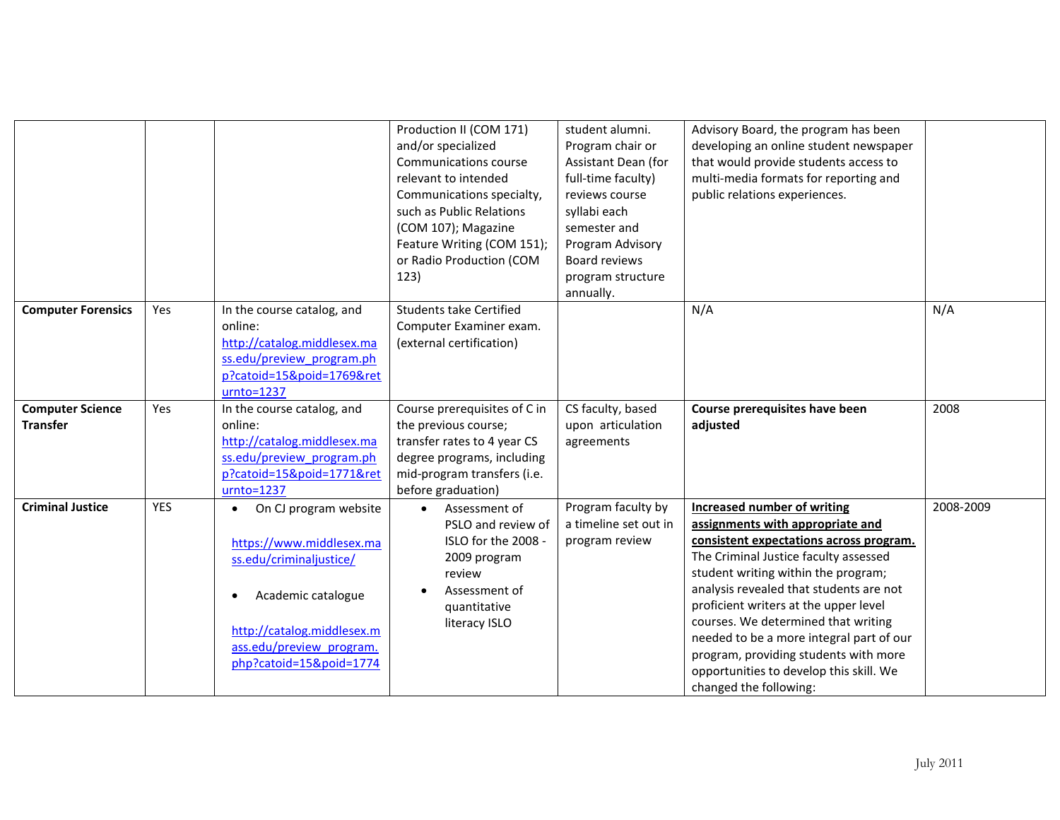| | | | | | | |
|---|---|---|---|---|---|---|
| | | | Production II (COM 171) and/or specialized Communications course relevant to intended Communications specialty, such as Public Relations (COM 107); Magazine Feature Writing (COM 151); or Radio Production (COM 123) | student alumni. Program chair or Assistant Dean (for full-time faculty) reviews course syllabi each semester and Program Advisory Board reviews program structure annually. | Advisory Board, the program has been developing an online student newspaper that would provide students access to multi-media formats for reporting and public relations experiences. | |
| **Computer Forensics** | Yes | In the course catalog, and online: http://catalog.middlesex.mass.edu/preview_program.php?catoid=15&poid=1769&returnto=1237 | Students take Certified Computer Examiner exam. (external certification) | | N/A | N/A |
| **Computer Science Transfer** | Yes | In the course catalog, and online: http://catalog.middlesex.mass.edu/preview_program.php?catoid=15&poid=1771&returnto=1237 | Course prerequisites of C in the previous course; transfer rates to 4 year CS degree programs, including mid-program transfers (i.e. before graduation) | CS faculty, based upon articulation agreements | **Course prerequisites have been adjusted** | 2008 |
| **Criminal Justice** | YES | • On CJ program website https://www.middlesex.mass.edu/criminaljustice/ <br> • Academic catalogue http://catalog.middlesex.mass.edu/preview_program.php?catoid=15&poid=1774 | • Assessment of PSLO and review of ISLO for the 2008 - 2009 program review <br> • Assessment of quantitative literacy ISLO | Program faculty by a timeline set out in program review | **Increased number of writing assignments with appropriate and consistent expectations across program.** The Criminal Justice faculty assessed student writing within the program; analysis revealed that students are not proficient writers at the upper level courses. We determined that writing needed to be a more integral part of our program, providing students with more opportunities to develop this skill. We changed the following: | 2008-2009 |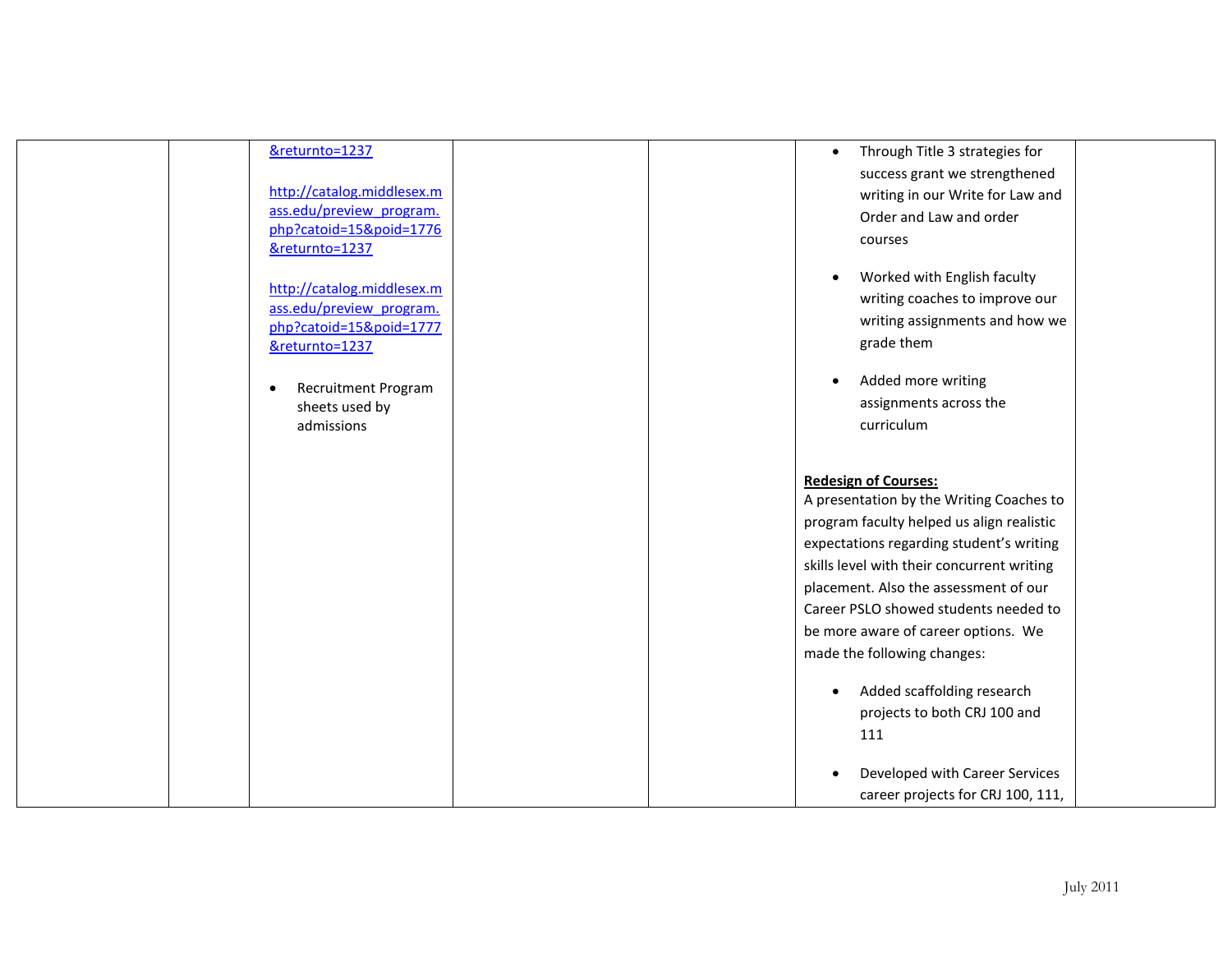|  |  |  |  |  |  |  |
|---|---|---|---|---|---|---|
|  |  | &returnto=1237<br><br>http://catalog.middlesex.mass.edu/preview_program.php?catoid=15&poid=1776&returnto=1237<br><br>http://catalog.middlesex.mass.edu/preview_program.php?catoid=15&poid=1777&returnto=1237<br><br>• Recruitment Program sheets used by admissions |  |  | • Through Title 3 strategies for success grant we strengthened writing in our Write for Law and Order and Law and order courses<br><br>• Worked with English faculty writing coaches to improve our writing assignments and how we grade them<br><br>• Added more writing assignments across the curriculum<br><br>**Redesign of Courses:**<br>A presentation by the Writing Coaches to program faculty helped us align realistic expectations regarding student's writing skills level with their concurrent writing placement. Also the assessment of our Career PSLO showed students needed to be more aware of career options. We made the following changes:<br><br>• Added scaffolding research projects to both CRJ 100 and 111<br><br>• Developed with Career Services career projects for CRJ 100, 111, |  |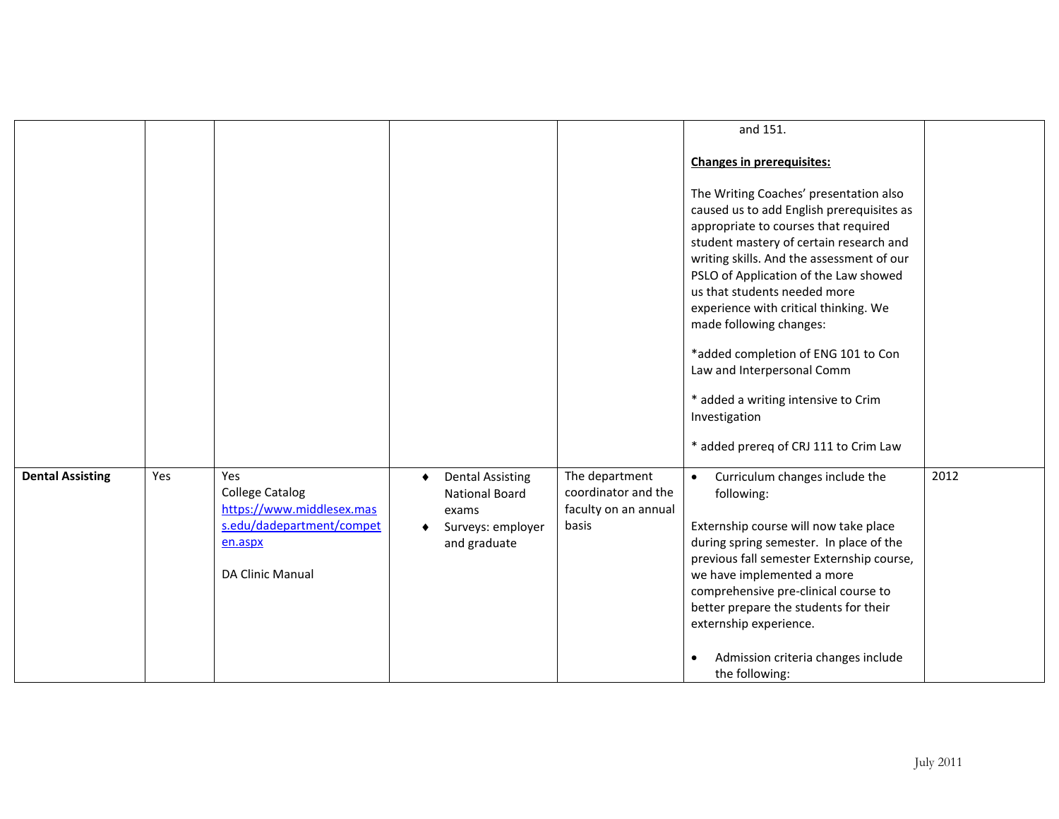| | | | | | | |
|---|---|---|---|---|---|---|
| | | | | | and 151.<br><br>**Changes in prerequisites:**<br><br>The Writing Coaches' presentation also caused us to add English prerequisites as appropriate to courses that required student mastery of certain research and writing skills. And the assessment of our PSLO of Application of the Law showed us that students needed more experience with critical thinking. We made following changes:<br><br>*added completion of ENG 101 to Con Law and Interpersonal Comm<br><br>* added a writing intensive to Crim Investigation<br><br>* added prereq of CRJ 111 to Crim Law | |
| **Dental Assisting** | Yes | Yes<br>College Catalog<br>https://www.middlesex.mass.edu/dadepartment/competen.aspx<br><br>DA Clinic Manual | ♦ Dental Assisting National Board exams<br>♦ Surveys: employer and graduate | The department coordinator and the faculty on an annual basis | • Curriculum changes include the following:<br><br>Externship course will now take place during spring semester. In place of the previous fall semester Externship course, we have implemented a more comprehensive pre-clinical course to better prepare the students for their externship experience.<br><br>• Admission criteria changes include the following: | 2012 |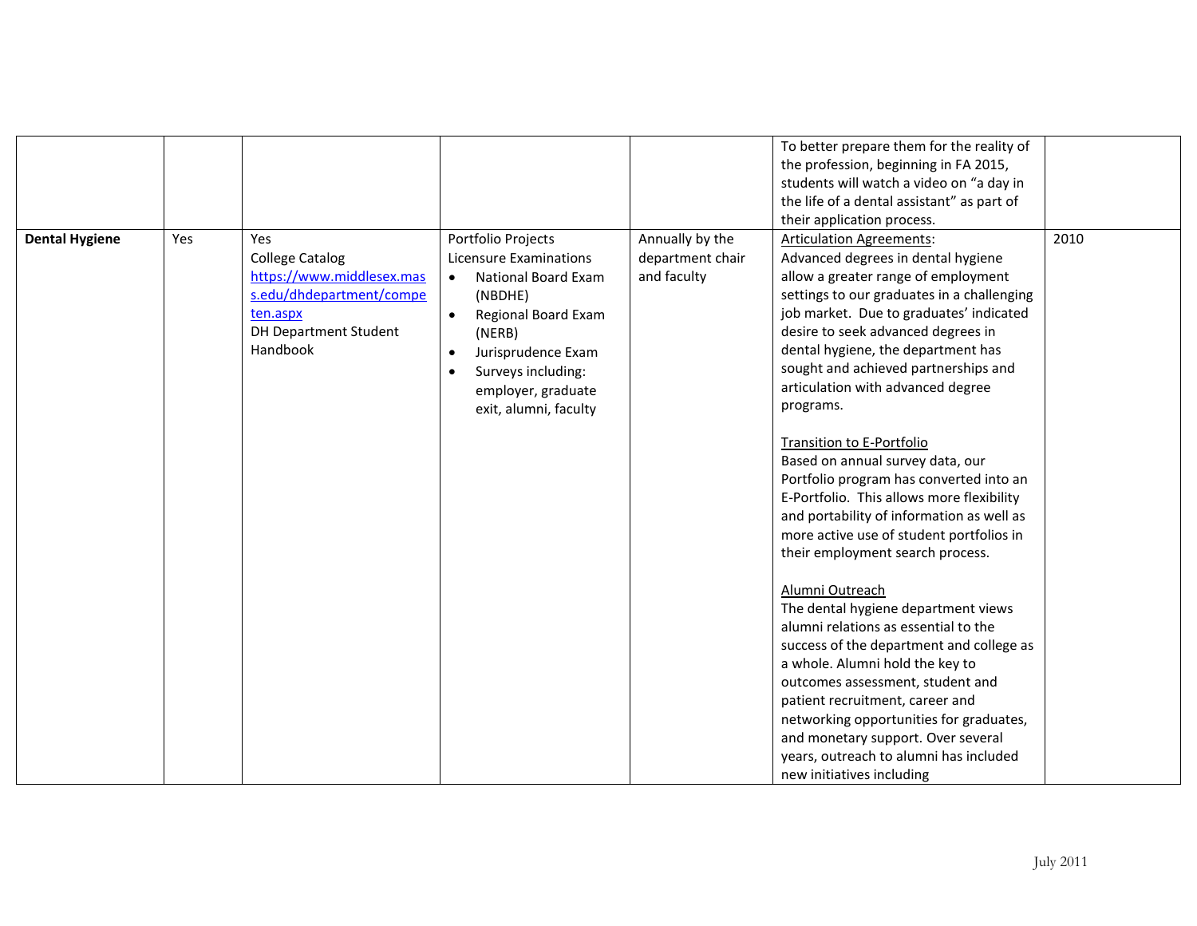| | | | | | | |
|---|---|---|---|---|---|---|
| | | | | | To better prepare them for the reality of the profession, beginning in FA 2015, students will watch a video on “a day in the life of a dental assistant” as part of their application process. | |
| **Dental Hygiene** | Yes | Yes<br>College Catalog<br>[https://www.middlesex.mass.edu/dhdepartment/competen.aspx](https://www.middlesex.mass.edu/dhdepartment/competen.aspx)<br>DH Department Student Handbook | Portfolio Projects<br>Licensure Examinations<br>• National Board Exam (NBDHE)<br>• Regional Board Exam (NERB)<br>• Jurisprudence Exam<br>• Surveys including: employer, graduate exit, alumni, faculty | Annually by the department chair and faculty | <u>Articulation Agreements</u>:<br>Advanced degrees in dental hygiene allow a greater range of employment settings to our graduates in a challenging job market. Due to graduates' indicated desire to seek advanced degrees in dental hygiene, the department has sought and achieved partnerships and articulation with advanced degree programs.<br><br><u>Transition to E-Portfolio</u><br>Based on annual survey data, our Portfolio program has converted into an E-Portfolio. This allows more flexibility and portability of information as well as more active use of student portfolios in their employment search process.<br><br><u>Alumni Outreach</u><br>The dental hygiene department views alumni relations as essential to the success of the department and college as a whole. Alumni hold the key to outcomes assessment, student and patient recruitment, career and networking opportunities for graduates, and monetary support. Over several years, outreach to alumni has included new initiatives including | 2010 |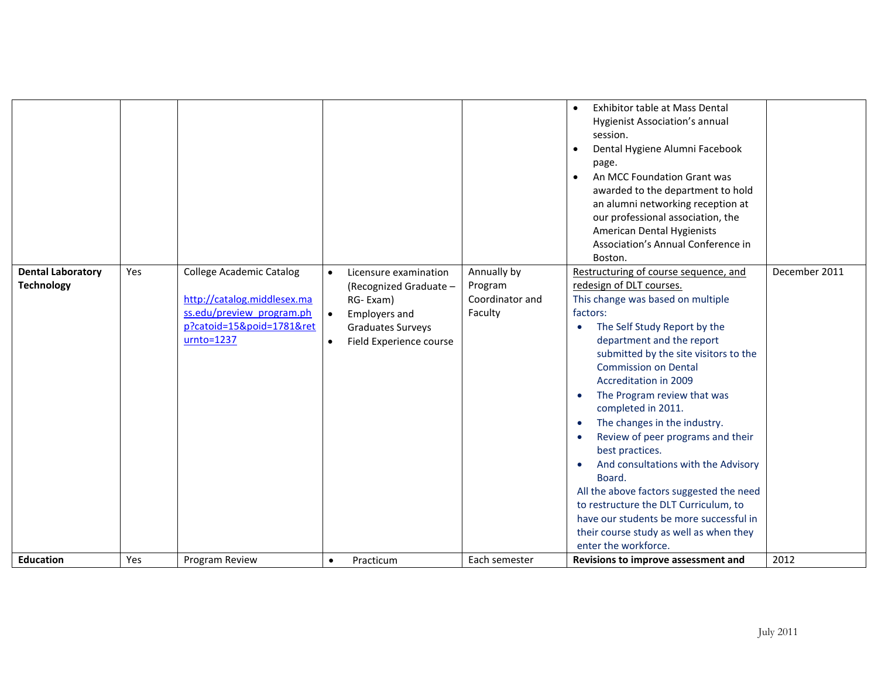| | | | | | | |
|---|---|---|---|---|---|---|
| | | | | | • Exhibitor table at Mass Dental Hygienist Association's annual session.<br>• Dental Hygiene Alumni Facebook page.<br>• An MCC Foundation Grant was awarded to the department to hold an alumni networking reception at our professional association, the American Dental Hygienists Association's Annual Conference in Boston. | |
| **Dental Laboratory Technology** | Yes | College Academic Catalog<br><br>http://catalog.middlesex.mass.edu/preview_program.php?catoid=15&poid=1781&returnto=1237 | • Licensure examination (Recognized Graduate – RG- Exam)<br>• Employers and Graduates Surveys<br>• Field Experience course | Annually by Program Coordinator and Faculty | Restructuring of course sequence, and redesign of DLT courses.<br>This change was based on multiple factors:<br>• The Self Study Report by the department and the report submitted by the site visitors to the Commission on Dental Accreditation in 2009<br>• The Program review that was completed in 2011.<br>• The changes in the industry.<br>• Review of peer programs and their best practices.<br>• And consultations with the Advisory Board.<br>All the above factors suggested the need to restructure the DLT Curriculum, to have our students be more successful in their course study as well as when they enter the workforce. | December 2011 |
| **Education** | Yes | Program Review | • Practicum | Each semester | **Revisions to improve assessment and** | 2012 |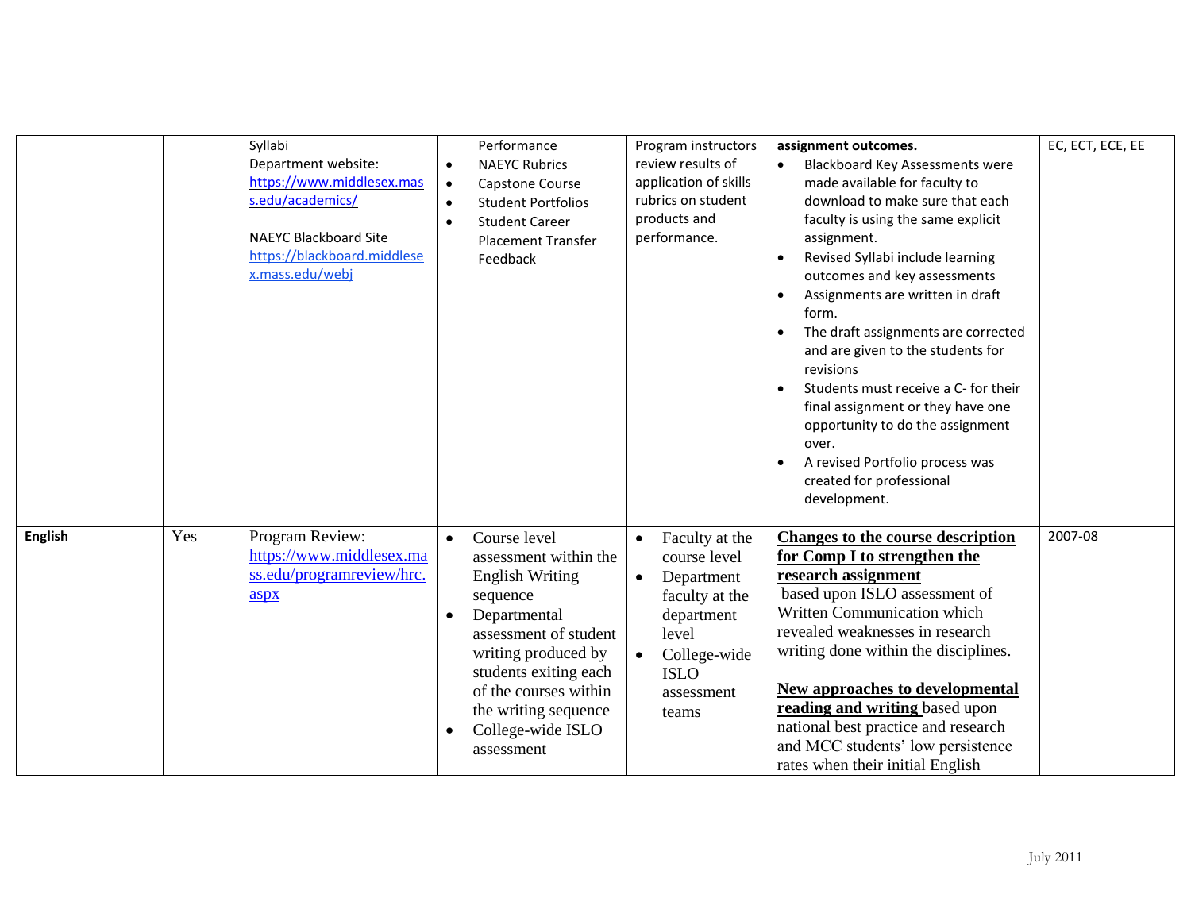| | | | | | | |
|---|---|---|---|---|---|---|
| | | Syllabi<br>Department website: https://www.middlesex.mass.edu/academics/<br><br>NAEYC Blackboard Site https://blackboard.middlesex.mass.edu/webj | Performance<br>• NAEYC Rubrics<br>• Capstone Course<br>• Student Portfolios<br>• Student Career Placement Transfer Feedback | Program instructors review results of application of skills rubrics on student products and performance. | **assignment outcomes.**<br>• Blackboard Key Assessments were made available for faculty to download to make sure that each faculty is using the same explicit assignment.<br>• Revised Syllabi include learning outcomes and key assessments<br>• Assignments are written in draft form.<br>• The draft assignments are corrected and are given to the students for revisions<br>• Students must receive a C- for their final assignment or they have one opportunity to do the assignment over.<br>• A revised Portfolio process was created for professional development. | EC, ECT, ECE, EE |
| **English** | Yes | Program Review: https://www.middlesex.mass.edu/programreview/hrc.aspx | • Course level assessment within the English Writing sequence<br>• Departmental assessment of student writing produced by students exiting each of the courses within the writing sequence<br>• College-wide ISLO assessment | • Faculty at the course level<br>• Department faculty at the department level<br>• College-wide ISLO assessment teams | **Changes to the course description for Comp I to strengthen the research assignment** based upon ISLO assessment of Written Communication which revealed weaknesses in research writing done within the disciplines.<br><br>**New approaches to developmental reading and writing** based upon national best practice and research and MCC students' low persistence rates when their initial English | 2007-08 |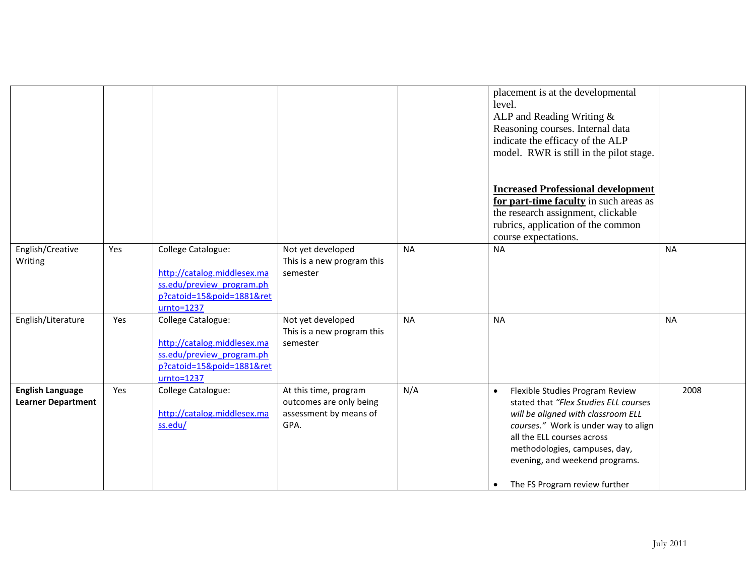| | | | | | | |
|---|---|---|---|---|---|---|
| | | | | | placement is at the developmental level.<br>ALP and Reading Writing & Reasoning courses. Internal data indicate the efficacy of the ALP model. RWR is still in the pilot stage.<br><br>**Increased Professional development for part-time faculty** in such areas as the research assignment, clickable rubrics, application of the common course expectations. | |
| English/Creative Writing | Yes | College Catalogue:<br><br>http://catalog.middlesex.mass.edu/preview_program.php?catoid=15&poid=1881&returnto=1237 | Not yet developed This is a new program this semester | NA | NA | NA |
| English/Literature | Yes | College Catalogue:<br><br>http://catalog.middlesex.mass.edu/preview_program.php?catoid=15&poid=1881&returnto=1237 | Not yet developed This is a new program this semester | NA | NA | NA |
| **English Language Learner Department** | Yes | College Catalogue:<br><br>http://catalog.middlesex.mass.edu/ | At this time, program outcomes are only being assessment by means of GPA. | N/A | • Flexible Studies Program Review stated that *"Flex Studies ELL courses will be aligned with classroom ELL courses."* Work is under way to align all the ELL courses across methodologies, campuses, day, evening, and weekend programs.<br><br>• The FS Program review further | 2008 |

July 2011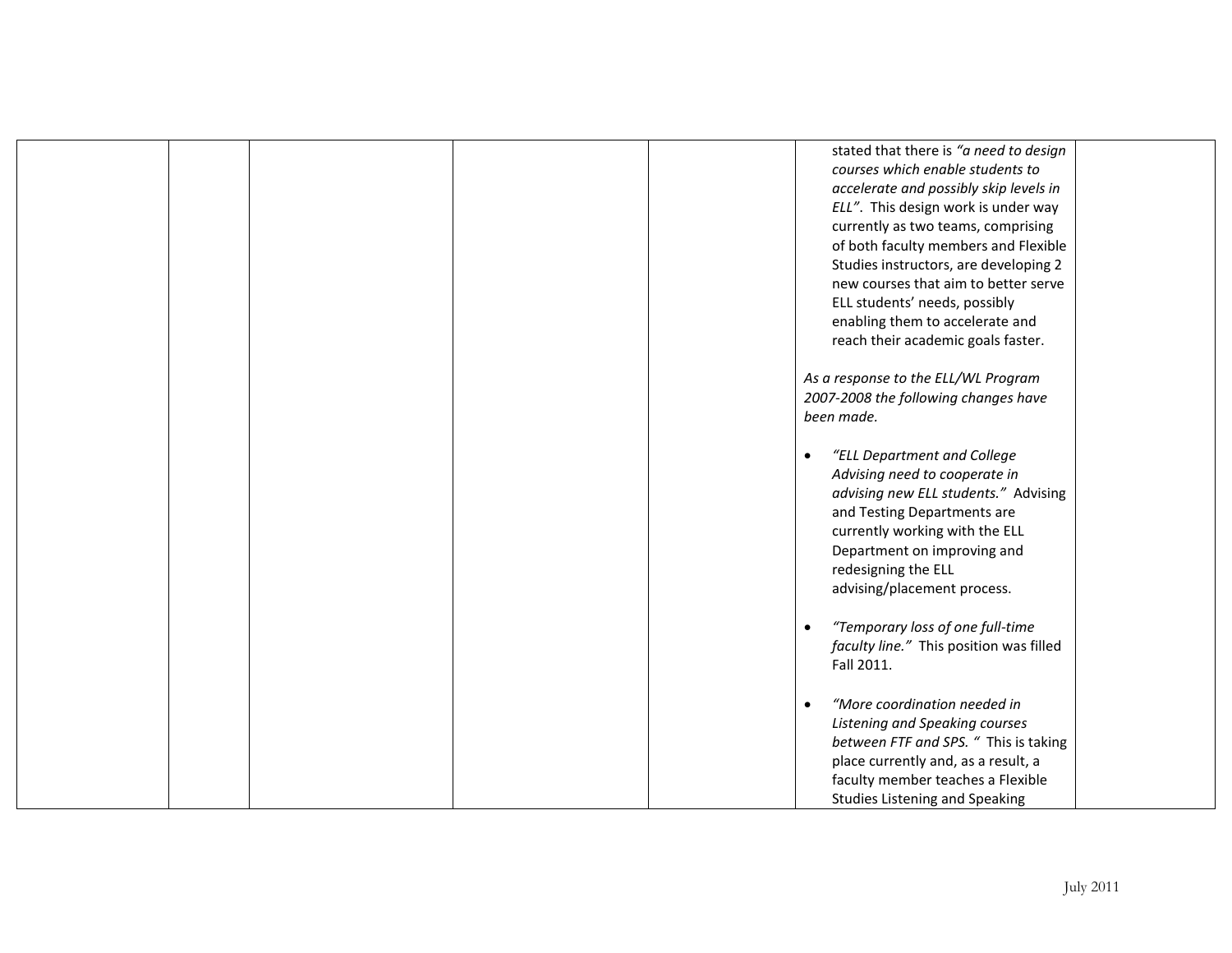| | | | | | | |
|---|---|---|---|---|---|---|
| | | | | | stated that there is *"a need to design courses which enable students to accelerate and possibly skip levels in ELL"*. This design work is under way currently as two teams, comprising of both faculty members and Flexible Studies instructors, are developing 2 new courses that aim to better serve ELL students' needs, possibly enabling them to accelerate and reach their academic goals faster.<br><br>*As a response to the ELL/WL Program 2007-2008 the following changes have been made.*<br><br>• *"ELL Department and College Advising need to cooperate in advising new ELL students."* Advising and Testing Departments are currently working with the ELL Department on improving and redesigning the ELL advising/placement process.<br><br>• *"Temporary loss of one full-time faculty line."* This position was filled Fall 2011.<br><br>• *"More coordination needed in Listening and Speaking courses between FTF and SPS. "* This is taking place currently and, as a result, a faculty member teaches a Flexible Studies Listening and Speaking | |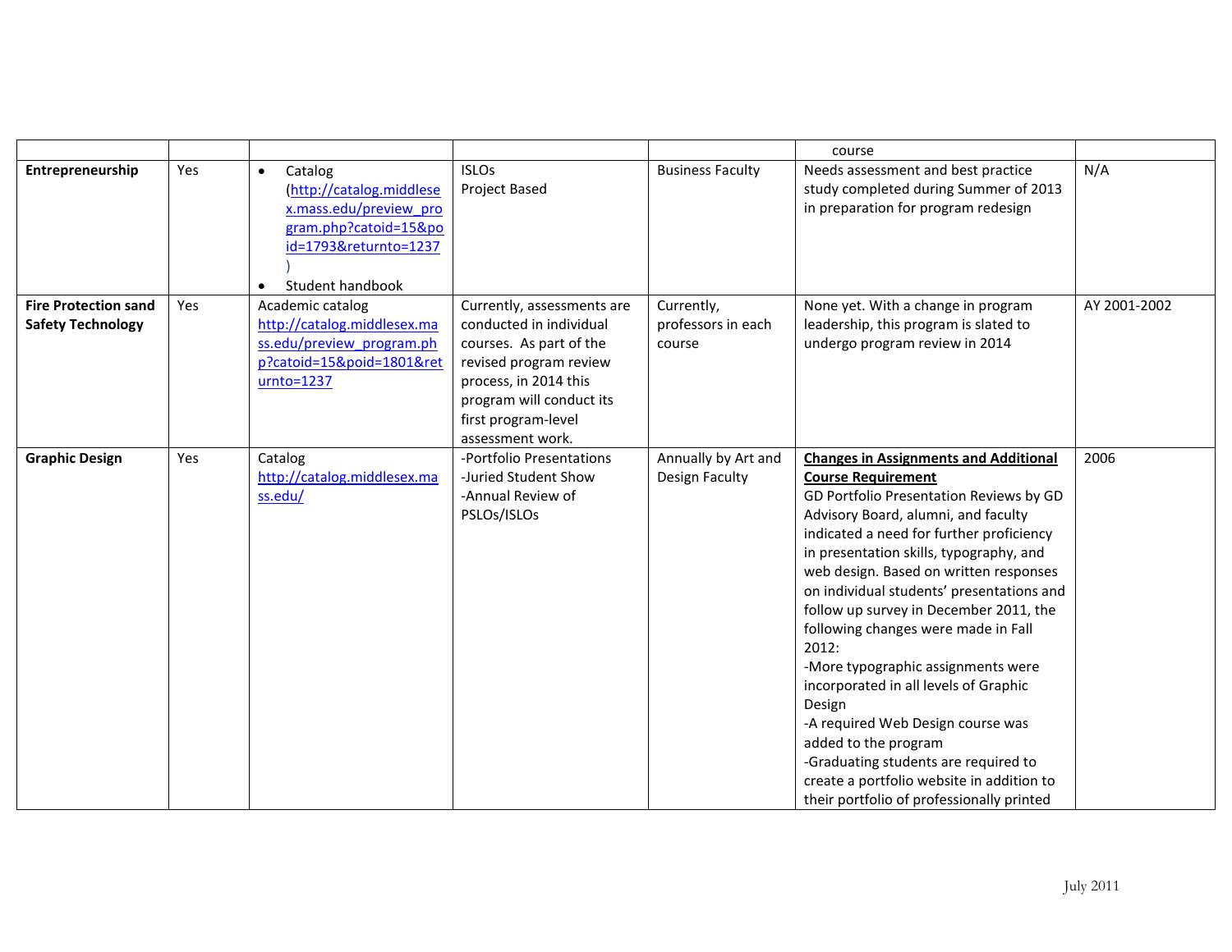| | | | | | | |
|---|---|---|---|---|---|---|
| | | | | | course | |
| **Entrepreneurship** | Yes | • Catalog (http://catalog.middlesex.mass.edu/preview_program.php?catoid=15&poid=1793&returnto=1237) • Student handbook | ISLOs Project Based | Business Faculty | Needs assessment and best practice study completed during Summer of 2013 in preparation for program redesign | N/A |
| **Fire Protection sand Safety Technology** | Yes | Academic catalog http://catalog.middlesex.mass.edu/preview_program.php?catoid=15&poid=1801&returnto=1237 | Currently, assessments are conducted in individual courses. As part of the revised program review process, in 2014 this program will conduct its first program-level assessment work. | Currently, professors in each course | None yet. With a change in program leadership, this program is slated to undergo program review in 2014 | AY 2001-2002 |
| **Graphic Design** | Yes | Catalog http://catalog.middlesex.mass.edu/ | -Portfolio Presentations -Juried Student Show -Annual Review of PSLOs/ISLOs | Annually by Art and Design Faculty | **Changes in Assignments and Additional Course Requirement** GD Portfolio Presentation Reviews by GD Advisory Board, alumni, and faculty indicated a need for further proficiency in presentation skills, typography, and web design. Based on written responses on individual students' presentations and follow up survey in December 2011, the following changes were made in Fall 2012: -More typographic assignments were incorporated in all levels of Graphic Design -A required Web Design course was added to the program -Graduating students are required to create a portfolio website in addition to their portfolio of professionally printed | 2006 |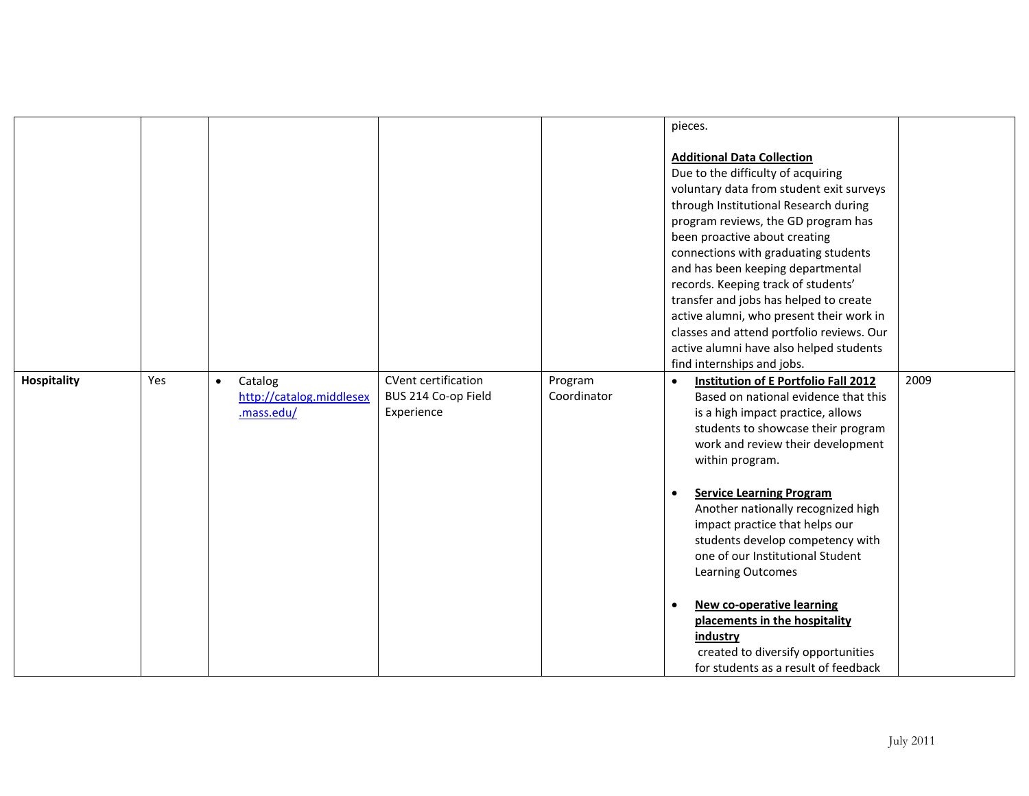| | | | | | | |
|---|---|---|---|---|---|---|
| | | | | | pieces.<br><br>**Additional Data Collection**<br>Due to the difficulty of acquiring voluntary data from student exit surveys through Institutional Research during program reviews, the GD program has been proactive about creating connections with graduating students and has been keeping departmental records. Keeping track of students' transfer and jobs has helped to create active alumni, who present their work in classes and attend portfolio reviews. Our active alumni have also helped students find internships and jobs. | |
| **Hospitality** | Yes | • Catalog http://catalog.middlesex.mass.edu/ | CVent certification<br>BUS 214 Co-op Field Experience | Program Coordinator | • **Institution of E Portfolio Fall 2012** Based on national evidence that this is a high impact practice, allows students to showcase their program work and review their development within program.<br><br>• **Service Learning Program** Another nationally recognized high impact practice that helps our students develop competency with one of our Institutional Student Learning Outcomes<br><br>• **New co-operative learning placements in the hospitality industry** created to diversify opportunities for students as a result of feedback | 2009 |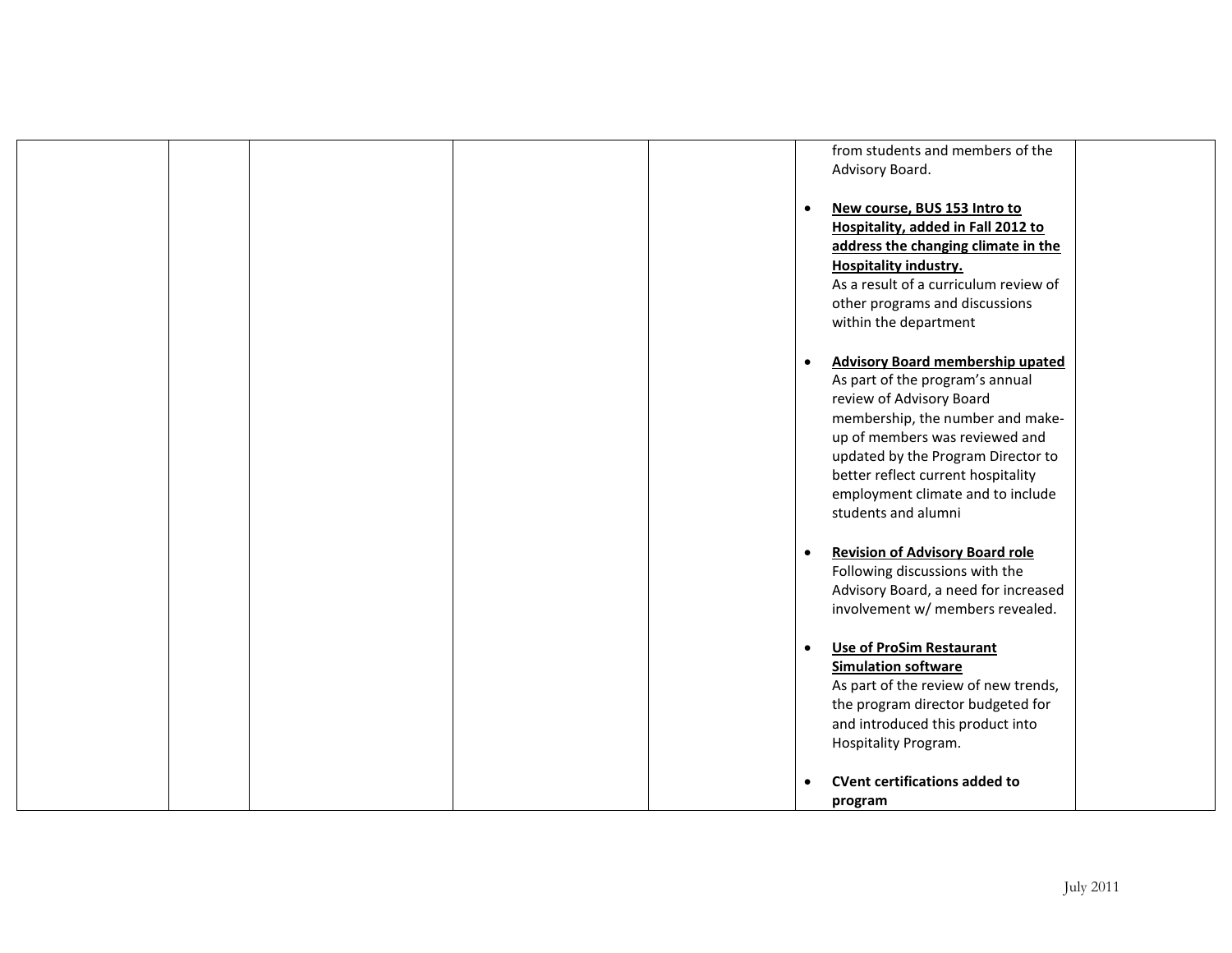|  |  |  |  |  | from students and members of the Advisory Board.<br><br>• **New course, BUS 153 Intro to Hospitality, added in Fall 2012 to address the changing climate in the Hospitality industry.**<br>As a result of a curriculum review of other programs and discussions within the department<br><br>• **Advisory Board membership upated**<br>As part of the program's annual review of Advisory Board membership, the number and make-up of members was reviewed and updated by the Program Director to better reflect current hospitality employment climate and to include students and alumni<br><br>• **Revision of Advisory Board role**<br>Following discussions with the Advisory Board, a need for increased involvement w/ members revealed.<br><br>• **Use of ProSim Restaurant Simulation software**<br>As part of the review of new trends, the program director budgeted for and introduced this product into Hospitality Program.<br><br>• **CVent certifications added to program** |  |
|---|---|---|---|---|---|---|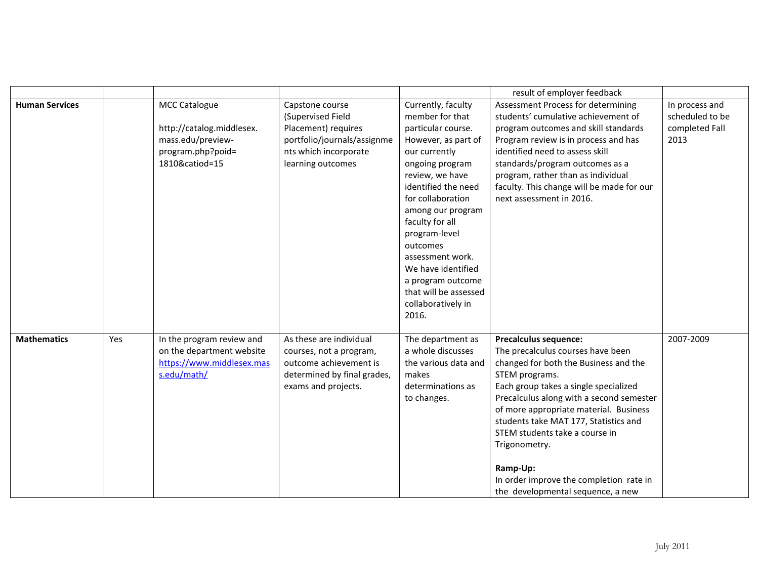| | | | | | | |
|---|---|---|---|---|---|---|
| | | | | | result of employer feedback | |
| **Human Services** | | MCC Catalogue<br><br>http://catalog.middlesex.mass.edu/preview-program.php?poid=1810&catiod=15 | Capstone course (Supervised Field Placement) requires portfolio/journals/assignments which incorporate learning outcomes | Currently, faculty member for that particular course. However, as part of our currently ongoing program review, we have identified the need for collaboration among our program faculty for all program-level outcomes assessment work. We have identified a program outcome that will be assessed collaboratively in 2016. | Assessment Process for determining students' cumulative achievement of program outcomes and skill standards Program review is in process and has identified need to assess skill standards/program outcomes as a program, rather than as individual faculty. This change will be made for our next assessment in 2016. | In process and scheduled to be completed Fall 2013 |
| **Mathematics** | Yes | In the program review and on the department website https://www.middlesex.mass.edu/math/ | As these are individual courses, not a program, outcome achievement is determined by final grades, exams and projects. | The department as a whole discusses the various data and makes determinations as to changes. | **Precalculus sequence:**<br>The precalculus courses have been changed for both the Business and the STEM programs.<br>Each group takes a single specialized Precalculus along with a second semester of more appropriate material. Business students take MAT 177, Statistics and STEM students take a course in Trigonometry.<br><br>**Ramp-Up:**<br>In order improve the completion rate in the developmental sequence, a new | 2007-2009 |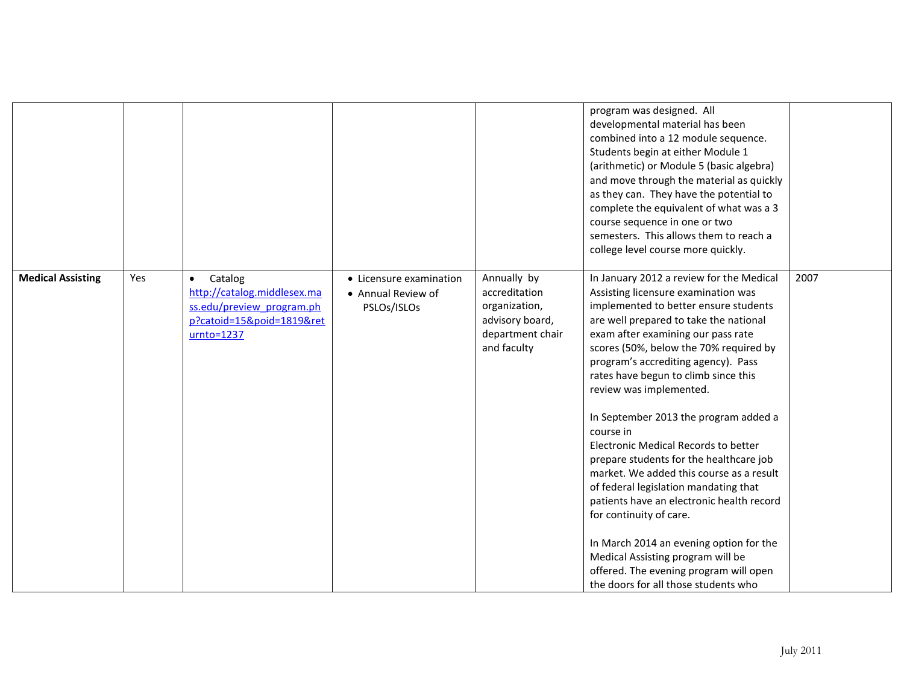| | | | | | | |
|---|---|---|---|---|---|---|
| | | | | | program was designed. All developmental material has been combined into a 12 module sequence. Students begin at either Module 1 (arithmetic) or Module 5 (basic algebra) and move through the material as quickly as they can. They have the potential to complete the equivalent of what was a 3 course sequence in one or two semesters. This allows them to reach a college level course more quickly. | |
| **Medical Assisting** | Yes | • Catalog http://catalog.middlesex.mass.edu/preview_program.php?catoid=15&poid=1819&returnto=1237 | • Licensure examination<br>• Annual Review of PSLOs/ISLOs | Annually by accreditation organization, advisory board, department chair and faculty | In January 2012 a review for the Medical Assisting licensure examination was implemented to better ensure students are well prepared to take the national exam after examining our pass rate scores (50%, below the 70% required by program's accrediting agency). Pass rates have begun to climb since this review was implemented.<br><br>In September 2013 the program added a course in Electronic Medical Records to better prepare students for the healthcare job market. We added this course as a result of federal legislation mandating that patients have an electronic health record for continuity of care.<br><br>In March 2014 an evening option for the Medical Assisting program will be offered. The evening program will open the doors for all those students who | 2007 |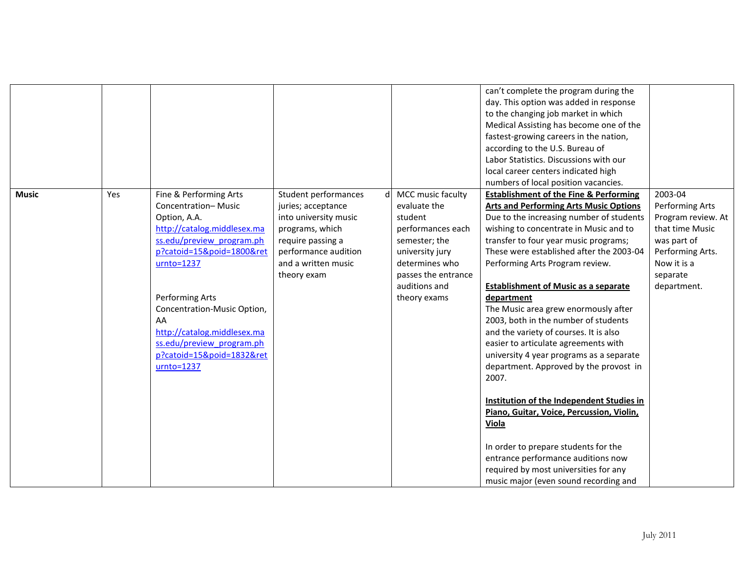| | | | | | | |
|---|---|---|---|---|---|---|
| | | | | | can't complete the program during the day. This option was added in response to the changing job market in which Medical Assisting has become one of the fastest-growing careers in the nation, according to the U.S. Bureau of Labor Statistics. Discussions with our local career centers indicated high numbers of local position vacancies. | |
| **Music** | Yes | Fine & Performing Arts Concentration– Music Option, A.A. [http://catalog.middlesex.mass.edu/preview_program.php?catoid=15&poid=1800&returnto=1237](http://catalog.middlesex.mass.edu/preview_program.php?catoid=15&poid=1800&returnto=1237)<br><br>Performing Arts Concentration-Music Option, AA [http://catalog.middlesex.mass.edu/preview_program.php?catoid=15&poid=1832&returnto=1237](http://catalog.middlesex.mass.edu/preview_program.php?catoid=15&poid=1832&returnto=1237) | Student performances d juries; acceptance into university music programs, which require passing a performance audition and a written music theory exam | MCC music faculty evaluate the student performances each semester; the university jury determines who passes the entrance auditions and theory exams | **Establishment of the Fine & Performing Arts and Performing Arts Music Options** Due to the increasing number of students wishing to concentrate in Music and to transfer to four year music programs; These were established after the 2003-04 Performing Arts Program review.<br><br>**Establishment of Music as a separate department** The Music area grew enormously after 2003, both in the number of students and the variety of courses. It is also easier to articulate agreements with university 4 year programs as a separate department. Approved by the provost in 2007.<br><br>**Institution of the Independent Studies in Piano, Guitar, Voice, Percussion, Violin, Viola**<br><br>In order to prepare students for the entrance performance auditions now required by most universities for any music major (even sound recording and | 2003-04 Performing Arts Program review. At that time Music was part of Performing Arts. Now it is a separate department. |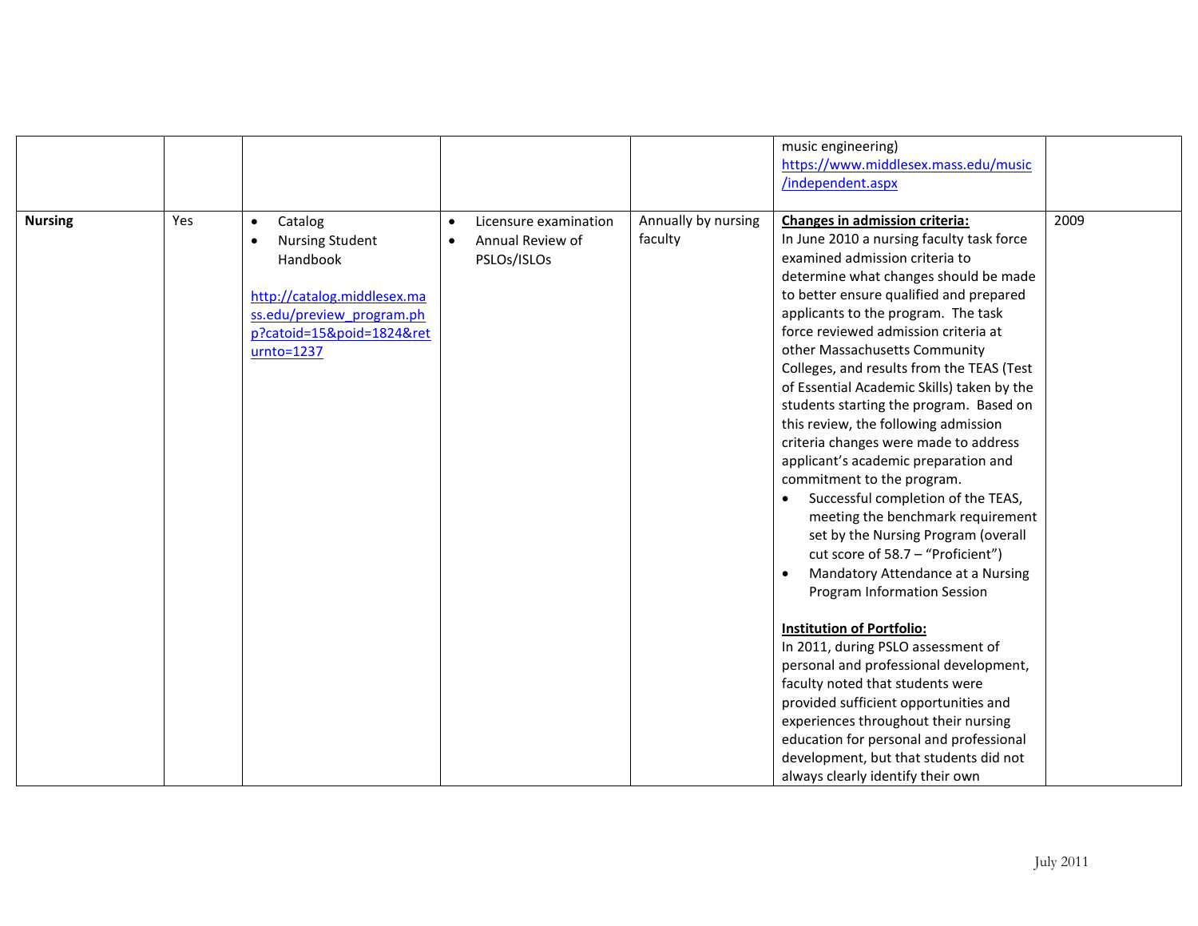| | | | | | | |
|---|---|---|---|---|---|---|
| | | | | | music engineering) https://www.middlesex.mass.edu/music/independent.aspx | |
| **Nursing** | Yes | • Catalog<br>• Nursing Student Handbook<br><br>http://catalog.middlesex.mass.edu/preview_program.php?catoid=15&poid=1824&returnto=1237 | • Licensure examination<br>• Annual Review of PSLOs/ISLOs | Annually by nursing faculty | **Changes in admission criteria:**<br>In June 2010 a nursing faculty task force examined admission criteria to determine what changes should be made to better ensure qualified and prepared applicants to the program. The task force reviewed admission criteria at other Massachusetts Community Colleges, and results from the TEAS (Test of Essential Academic Skills) taken by the students starting the program. Based on this review, the following admission criteria changes were made to address applicant's academic preparation and commitment to the program.<br>• Successful completion of the TEAS, meeting the benchmark requirement set by the Nursing Program (overall cut score of 58.7 – "Proficient")<br>• Mandatory Attendance at a Nursing Program Information Session<br><br>**Institution of Portfolio:**<br>In 2011, during PSLO assessment of personal and professional development, faculty noted that students were provided sufficient opportunities and experiences throughout their nursing education for personal and professional development, but that students did not always clearly identify their own | 2009 |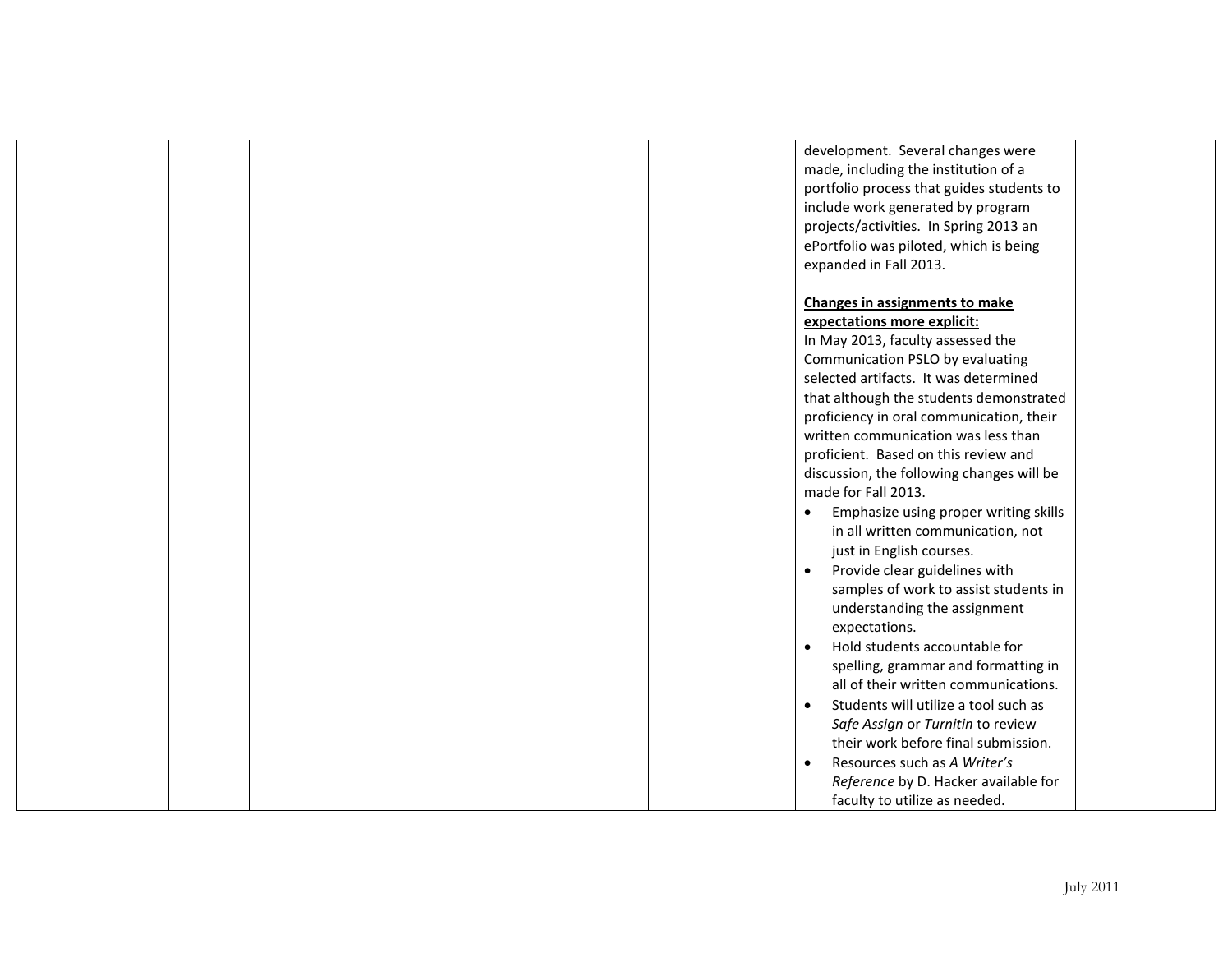| | | | | | | |
|---|---|---|---|---|---|---|
| | | | | | development. Several changes were made, including the institution of a portfolio process that guides students to include work generated by program projects/activities. In Spring 2013 an ePortfolio was piloted, which is being expanded in Fall 2013.<br><br>**Changes in assignments to make expectations more explicit:**<br>In May 2013, faculty assessed the Communication PSLO by evaluating selected artifacts. It was determined that although the students demonstrated proficiency in oral communication, their written communication was less than proficient. Based on this review and discussion, the following changes will be made for Fall 2013.<br>• Emphasize using proper writing skills in all written communication, not just in English courses.<br>• Provide clear guidelines with samples of work to assist students in understanding the assignment expectations.<br>• Hold students accountable for spelling, grammar and formatting in all of their written communications.<br>• Students will utilize a tool such as *Safe Assign* or *Turnitin* to review their work before final submission.<br>• Resources such as *A Writer's Reference* by D. Hacker available for faculty to utilize as needed. | |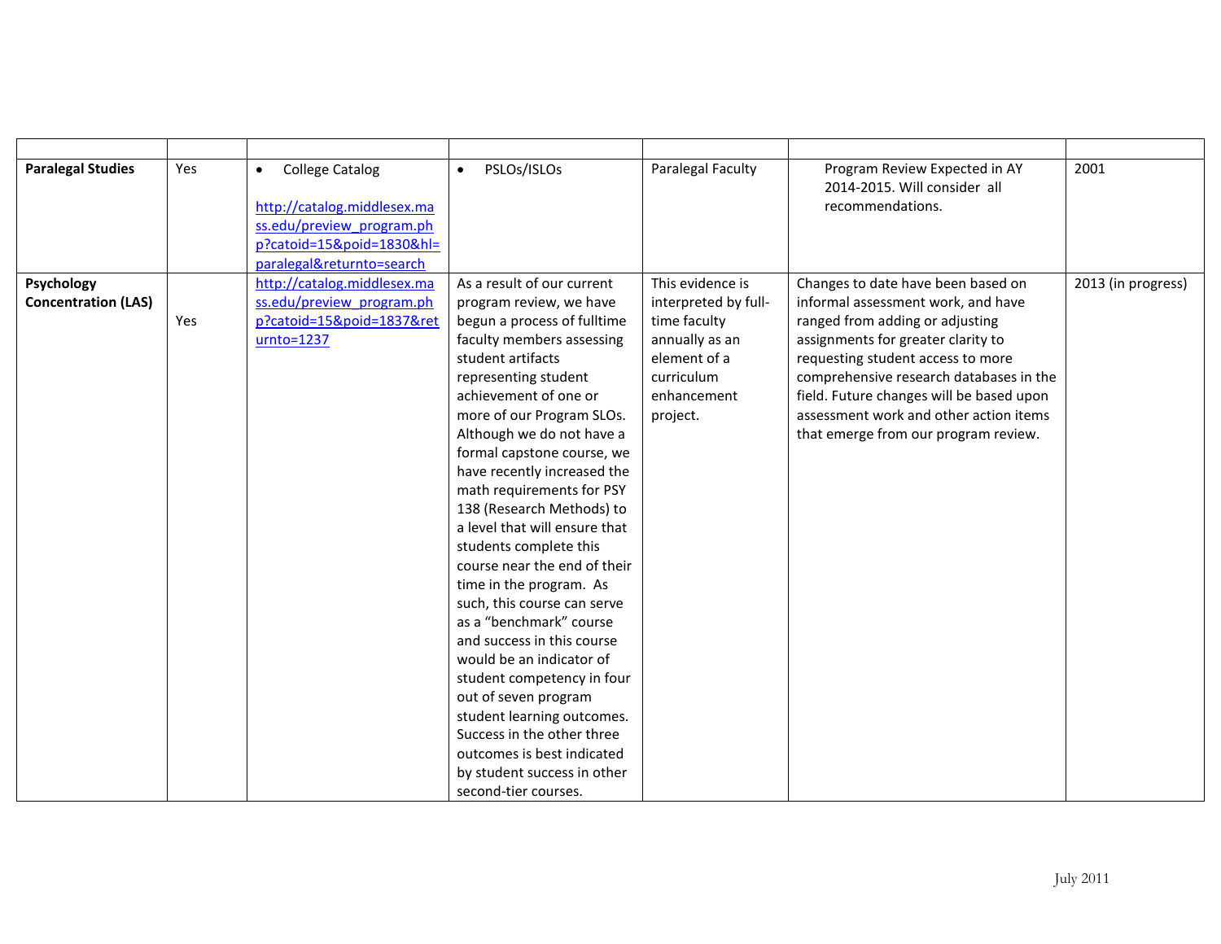| | | | | | | |
|---|---|---|---|---|---|---|
| **Paralegal Studies** | Yes | • College Catalog [http://catalog.middlesex.mass.edu/preview_program.php?catoid=15&poid=1830&hl=paralegal&returnto=search](http://catalog.middlesex.mass.edu/preview_program.php?catoid=15&poid=1830&hl=paralegal&returnto=search) | • PSLOs/ISLOs | Paralegal Faculty | Program Review Expected in AY 2014-2015. Will consider all recommendations. | 2001 |
| **Psychology Concentration (LAS)** | Yes | [http://catalog.middlesex.mass.edu/preview_program.php?catoid=15&poid=1837&returnto=1237](http://catalog.middlesex.mass.edu/preview_program.php?catoid=15&poid=1837&returnto=1237) | As a result of our current program review, we have begun a process of fulltime faculty members assessing student artifacts representing student achievement of one or more of our Program SLOs. Although we do not have a formal capstone course, we have recently increased the math requirements for PSY 138 (Research Methods) to a level that will ensure that students complete this course near the end of their time in the program. As such, this course can serve as a "benchmark" course and success in this course would be an indicator of student competency in four out of seven program student learning outcomes. Success in the other three outcomes is best indicated by student success in other second-tier courses. | This evidence is interpreted by full-time faculty annually as an element of a curriculum enhancement project. | Changes to date have been based on informal assessment work, and have ranged from adding or adjusting assignments for greater clarity to requesting student access to more comprehensive research databases in the field. Future changes will be based upon assessment work and other action items that emerge from our program review. | 2013 (in progress) |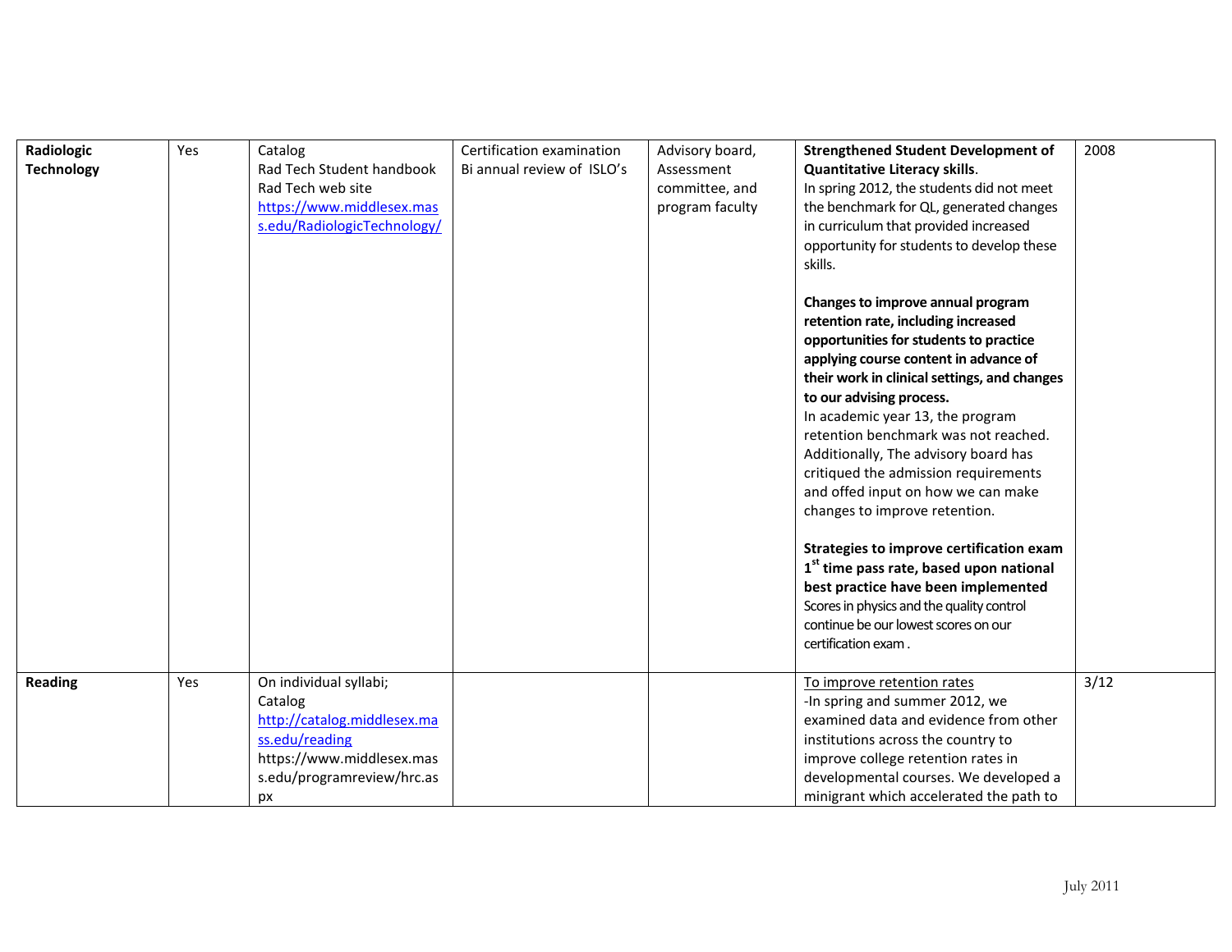| | | | | | | |
|---|---|---|---|---|---|---|
| **Radiologic Technology** | Yes | Catalog<br>Rad Tech Student handbook<br>Rad Tech web site<br>https://www.middlesex.mass.edu/RadiologicTechnology/ | Certification examination<br>Bi annual review of ISLO's | Advisory board, Assessment committee, and program faculty | **Strengthened Student Development of Quantitative Literacy skills**.<br>In spring 2012, the students did not meet the benchmark for QL, generated changes in curriculum that provided increased opportunity for students to develop these skills.<br><br>**Changes to improve annual program retention rate, including increased opportunities for students to practice applying course content in advance of their work in clinical settings, and changes to our advising process.**<br>In academic year 13, the program retention benchmark was not reached. Additionally, The advisory board has critiqued the admission requirements and offed input on how we can make changes to improve retention.<br><br>**Strategies to improve certification exam 1st time pass rate, based upon national best practice have been implemented**<br>Scores in physics and the quality control continue be our lowest scores on our certification exam . | 2008 |
| **Reading** | Yes | On individual syllabi;<br>Catalog<br>http://catalog.middlesex.mass.edu/reading<br>https://www.middlesex.mass.edu/programreview/hrc.aspx | | | To improve retention rates<br>-In spring and summer 2012, we examined data and evidence from other institutions across the country to improve college retention rates in developmental courses. We developed a minigrant which accelerated the path to | 3/12 |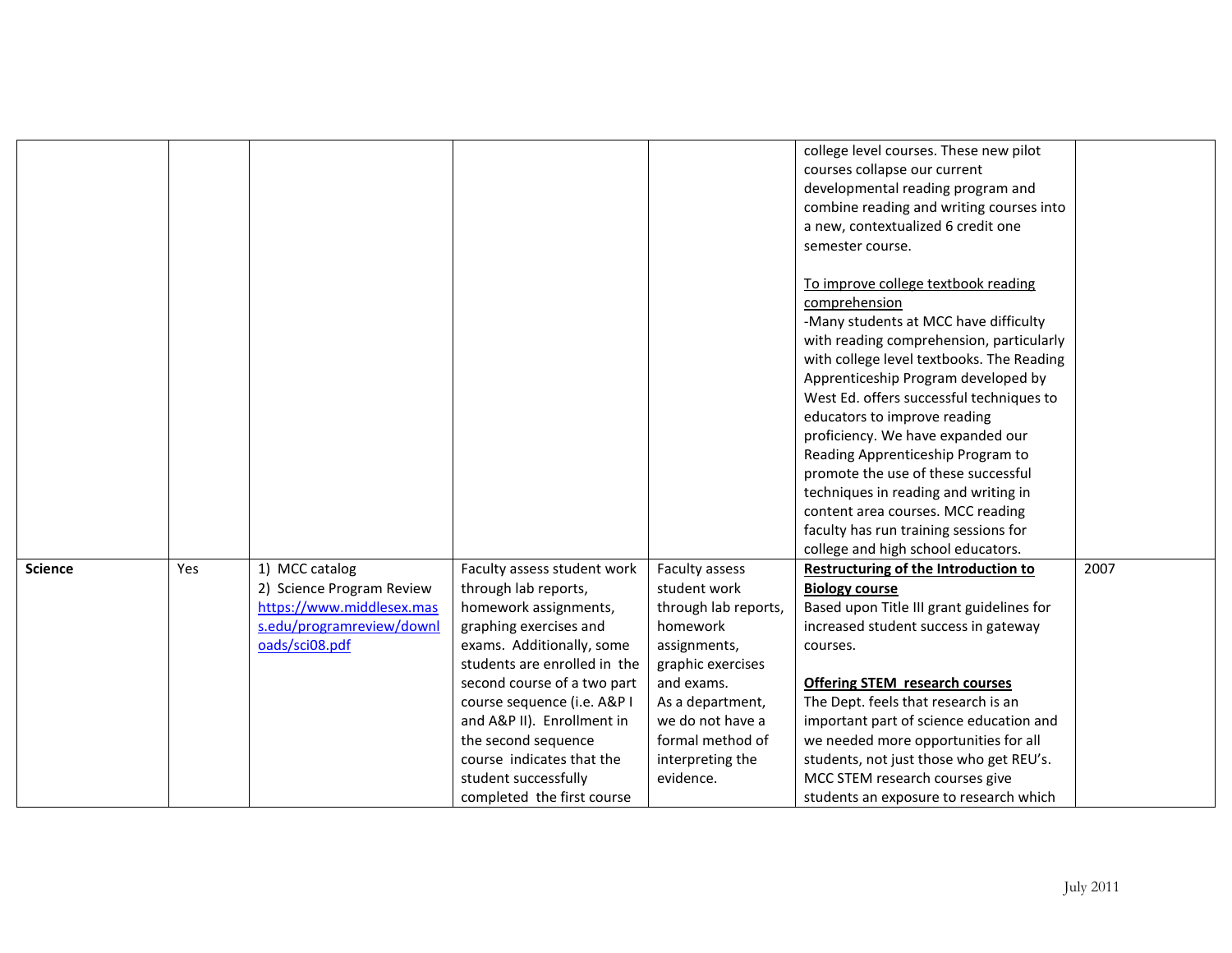|  |  |  |  |  |  |  |
|---|---|---|---|---|---|---|
|  |  |  |  |  | college level courses. These new pilot courses collapse our current developmental reading program and combine reading and writing courses into a new, contextualized 6 credit one semester course.<br><br>To improve college textbook reading comprehension<br>-Many students at MCC have difficulty with reading comprehension, particularly with college level textbooks. The Reading Apprenticeship Program developed by West Ed. offers successful techniques to educators to improve reading proficiency. We have expanded our Reading Apprenticeship Program to promote the use of these successful techniques in reading and writing in content area courses. MCC reading faculty has run training sessions for college and high school educators. |  |
| **Science** | Yes | 1) MCC catalog<br>2) Science Program Review https://www.middlesex.mass.edu/programreview/downloads/sci08.pdf | Faculty assess student work through lab reports, homework assignments, graphing exercises and exams. Additionally, some students are enrolled in the second course of a two part course sequence (i.e. A&P I and A&P II). Enrollment in the second sequence course indicates that the student successfully completed the first course | Faculty assess student work through lab reports, homework assignments, graphic exercises and exams.<br>As a department, we do not have a formal method of interpreting the evidence. | **Restructuring of the Introduction to Biology course**<br>Based upon Title III grant guidelines for increased student success in gateway courses.<br><br>**Offering STEM research courses**<br>The Dept. feels that research is an important part of science education and we needed more opportunities for all students, not just those who get REU's. MCC STEM research courses give students an exposure to research which | 2007 |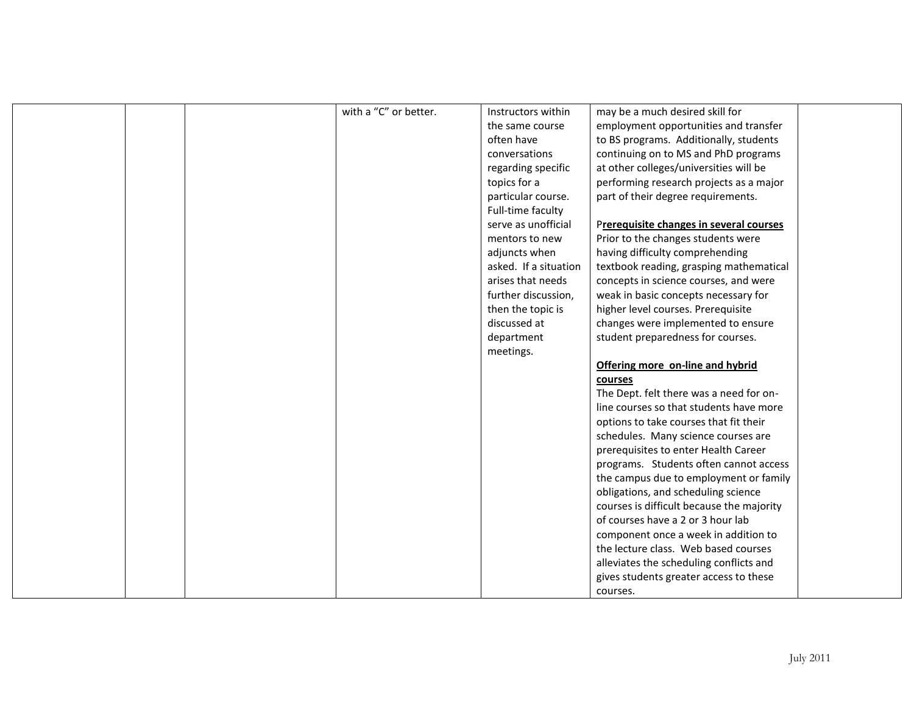|  |  |  | with a "C" or better. | Instructors within the same course often have conversations regarding specific topics for a particular course. Full-time faculty serve as unofficial mentors to new adjuncts when asked. If a situation arises that needs further discussion, then the topic is discussed at department meetings. | may be a much desired skill for employment opportunities and transfer to BS programs. Additionally, students continuing on to MS and PhD programs at other colleges/universities will be performing research projects as a major part of their degree requirements.<br><br>**Prerequisite changes in several courses**<br>Prior to the changes students were having difficulty comprehending textbook reading, grasping mathematical concepts in science courses, and were weak in basic concepts necessary for higher level courses. Prerequisite changes were implemented to ensure student preparedness for courses.<br><br>**Offering more on-line and hybrid courses**<br>The Dept. felt there was a need for on-line courses so that students have more options to take courses that fit their schedules. Many science courses are prerequisites to enter Health Career programs. Students often cannot access the campus due to employment or family obligations, and scheduling science courses is difficult because the majority of courses have a 2 or 3 hour lab component once a week in addition to the lecture class. Web based courses alleviates the scheduling conflicts and gives students greater access to these courses. |  |
|---|---|---|---|---|---|---|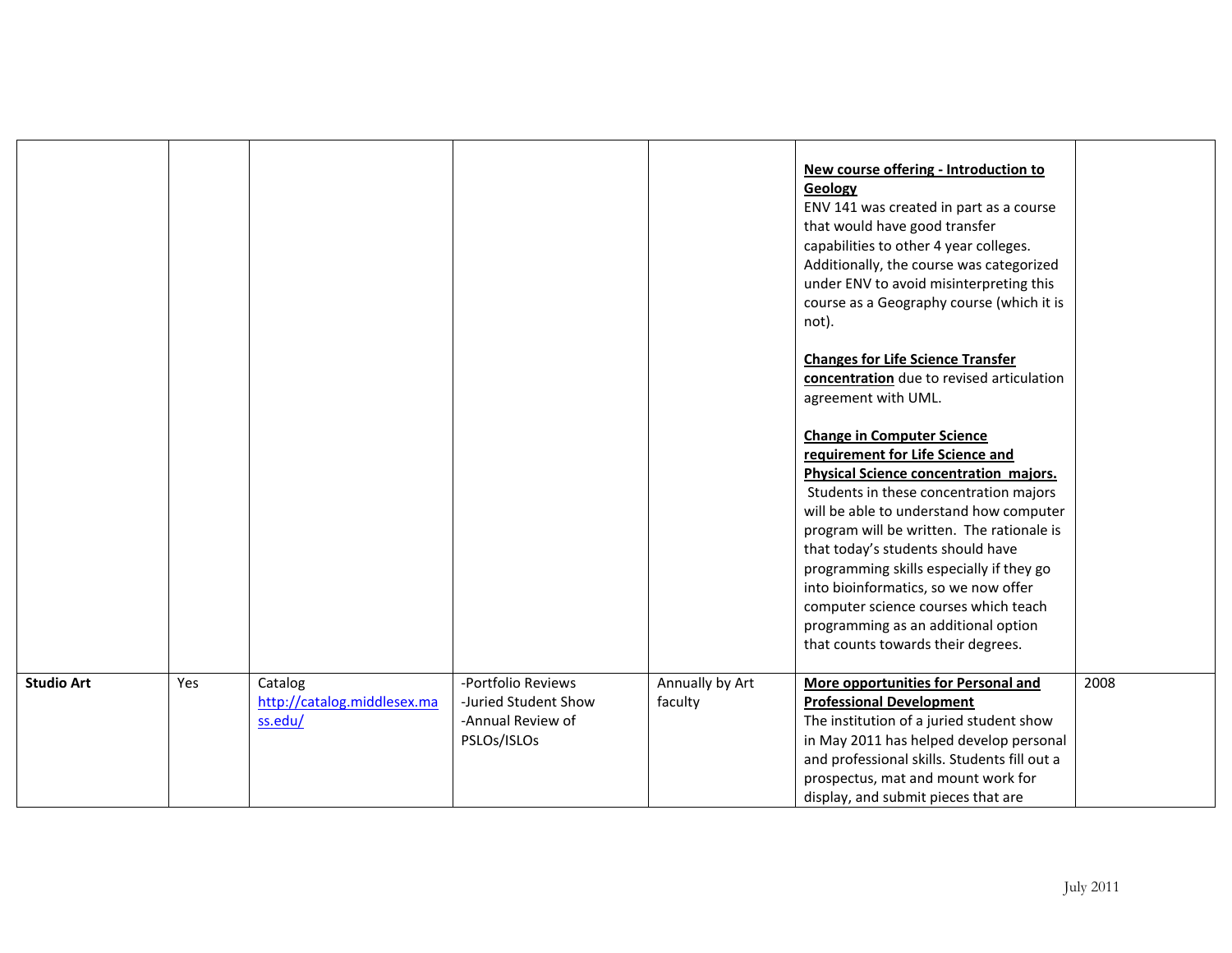| | | | | | | |
|---|---|---|---|---|---|---|
| | | | | | **New course offering - Introduction to Geology**<br>ENV 141 was created in part as a course that would have good transfer capabilities to other 4 year colleges. Additionally, the course was categorized under ENV to avoid misinterpreting this course as a Geography course (which it is not).<br><br>**Changes for Life Science Transfer concentration** due to revised articulation agreement with UML.<br><br>**Change in Computer Science requirement for Life Science and Physical Science concentration majors.** Students in these concentration majors will be able to understand how computer program will be written. The rationale is that today's students should have programming skills especially if they go into bioinformatics, so we now offer computer science courses which teach programming as an additional option that counts towards their degrees. | |
| **Studio Art** | Yes | Catalog<br>http://catalog.middlesex.mass.edu/ | -Portfolio Reviews<br>-Juried Student Show<br>-Annual Review of PSLOs/ISLOs | Annually by Art faculty | **More opportunities for Personal and Professional Development**<br>The institution of a juried student show in May 2011 has helped develop personal and professional skills. Students fill out a prospectus, mat and mount work for display, and submit pieces that are | 2008 |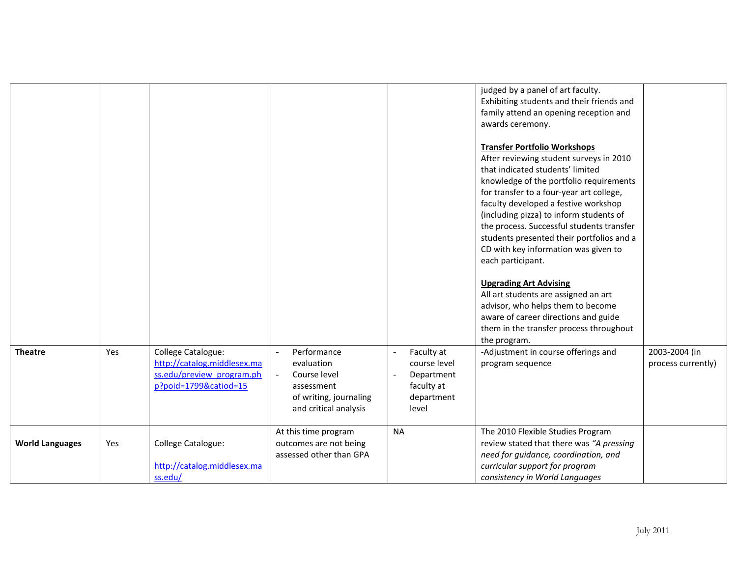| | | | | | | |
|---|---|---|---|---|---|---|
| | | | | | judged by a panel of art faculty. Exhibiting students and their friends and family attend an opening reception and awards ceremony.<br><br>**Transfer Portfolio Workshops**<br>After reviewing student surveys in 2010 that indicated students' limited knowledge of the portfolio requirements for transfer to a four-year art college, faculty developed a festive workshop (including pizza) to inform students of the process. Successful students transfer students presented their portfolios and a CD with key information was given to each participant.<br><br>**Upgrading Art Advising**<br>All art students are assigned an art advisor, who helps them to become aware of career directions and guide them in the transfer process throughout the program. | |
| **Theatre** | Yes | College Catalogue: http://catalog.middlesex.mass.edu/preview_program.php?poid=1799&catiod=15 | - Performance evaluation<br>- Course level assessment of writing, journaling and critical analysis | - Faculty at course level<br>- Department faculty at department level | -Adjustment in course offerings and program sequence | 2003-2004 (in process currently) |
| **World Languages** | Yes | College Catalogue:<br><br>http://catalog.middlesex.mass.edu/ | At this time program outcomes are not being assessed other than GPA | NA | The 2010 Flexible Studies Program review stated that there was *"A pressing need for guidance, coordination, and curricular support for program consistency in World Languages* | |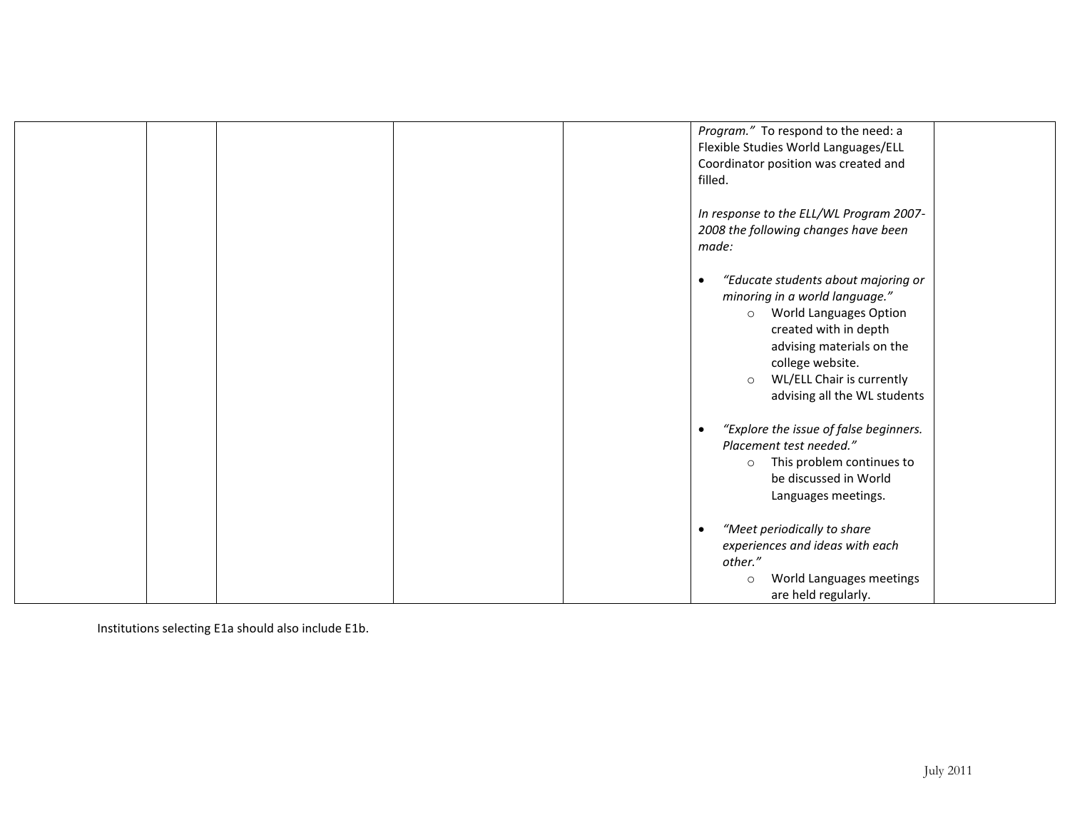| | | | | | | |
|---|---|---|---|---|---|---|
| | | | | | *Program."* To respond to the need: a Flexible Studies World Languages/ELL Coordinator position was created and filled.<br><br>*In response to the ELL/WL Program 2007-2008 the following changes have been made:*<br><br>• *"Educate students about majoring or minoring in a world language."*<br>&nbsp;&nbsp;&nbsp;&nbsp;○ World Languages Option created with in depth advising materials on the college website.<br>&nbsp;&nbsp;&nbsp;&nbsp;○ WL/ELL Chair is currently advising all the WL students<br><br>• *"Explore the issue of false beginners. Placement test needed."*<br>&nbsp;&nbsp;&nbsp;&nbsp;○ This problem continues to be discussed in World Languages meetings.<br><br>• *"Meet periodically to share experiences and ideas with each other."*<br>&nbsp;&nbsp;&nbsp;&nbsp;○ World Languages meetings are held regularly. | |

Institutions selecting E1a should also include E1b.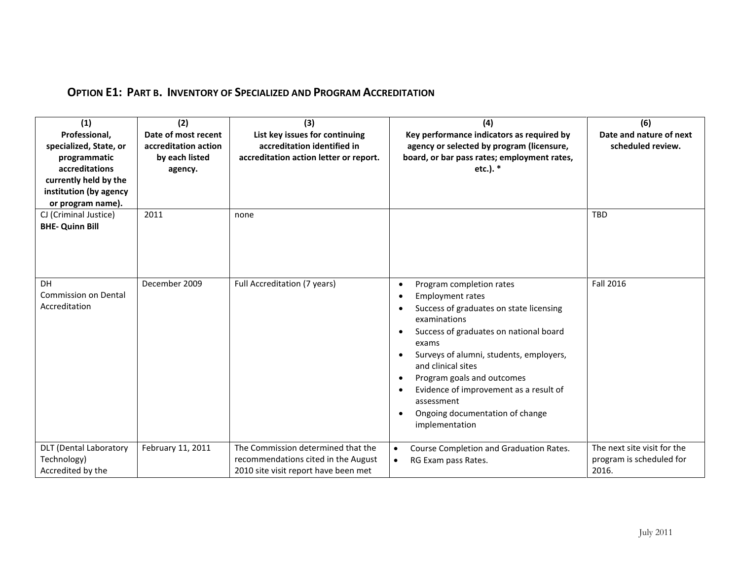## OPTION E1: PART B. INVENTORY OF SPECIALIZED AND PROGRAM ACCREDITATION

| (1) Professional, specialized, State, or programmatic accreditations currently held by the institution (by agency or program name). | (2) Date of most recent accreditation action by each listed agency. | (3) List key issues for continuing accreditation identified in accreditation action letter or report. | (4) Key performance indicators as required by agency or selected by program (licensure, board, or bar pass rates; employment rates, etc.). * | (6) Date and nature of next scheduled review. |
|---|---|---|---|---|
| CJ (Criminal Justice) **BHE- Quinn Bill** | 2011 | none | | TBD |
| DH Commission on Dental Accreditation | December 2009 | Full Accreditation (7 years) | • Program completion rates<br>• Employment rates<br>• Success of graduates on state licensing examinations<br>• Success of graduates on national board exams<br>• Surveys of alumni, students, employers, and clinical sites<br>• Program goals and outcomes<br>• Evidence of improvement as a result of assessment<br>• Ongoing documentation of change implementation | Fall 2016 |
| DLT (Dental Laboratory Technology) Accredited by the | February 11, 2011 | The Commission determined that the recommendations cited in the August 2010 site visit report have been met | • Course Completion and Graduation Rates.<br>• RG Exam pass Rates. | The next site visit for the program is scheduled for 2016. |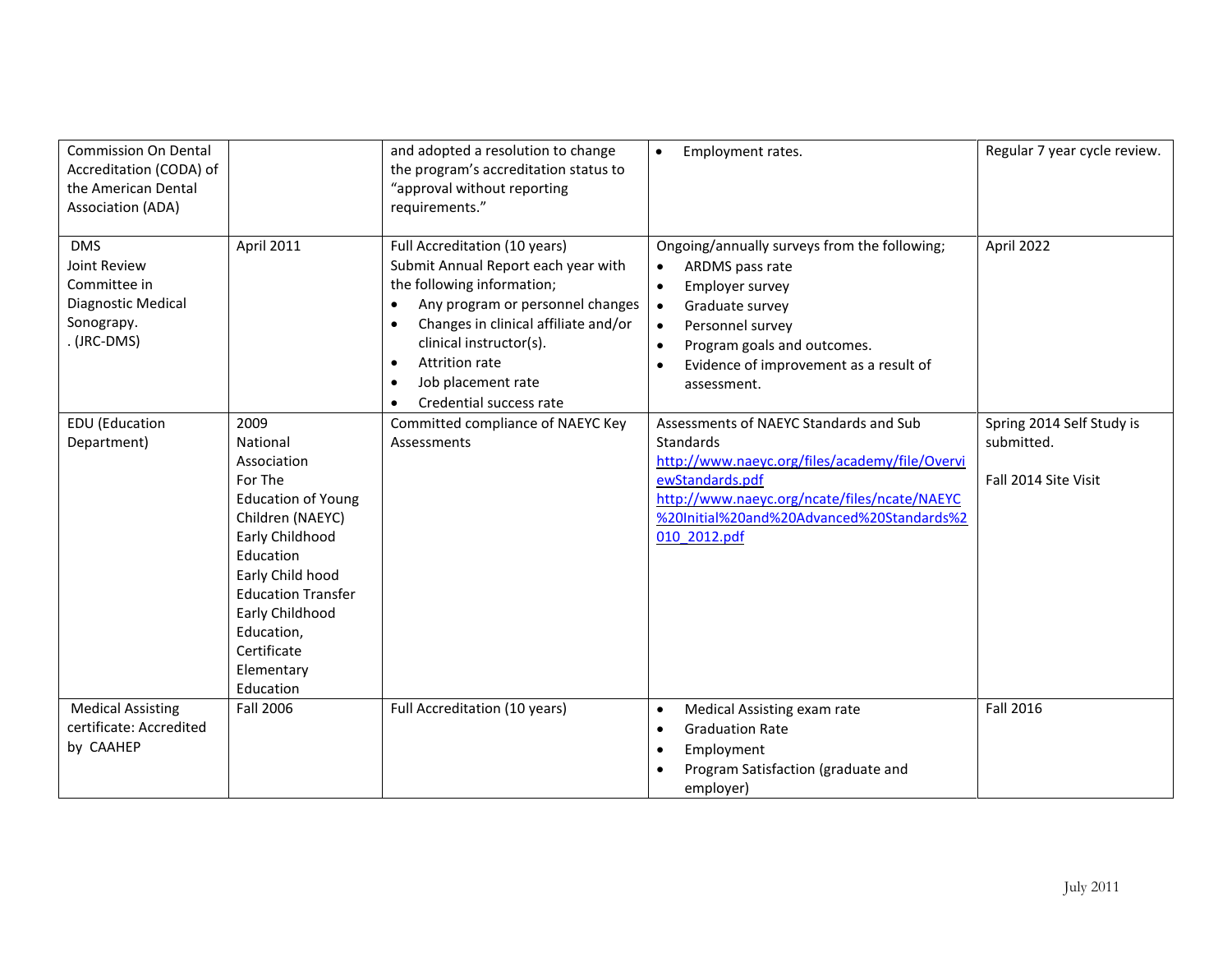| | | | | |
|---|---|---|---|---|
| Commission On Dental Accreditation (CODA) of the American Dental Association (ADA) | | and adopted a resolution to change the program's accreditation status to "approval without reporting requirements." | • Employment rates. | Regular 7 year cycle review. |
| DMS Joint Review Committee in Diagnostic Medical Sonograpy. . (JRC-DMS) | April 2011 | Full Accreditation (10 years) Submit Annual Report each year with the following information; • Any program or personnel changes • Changes in clinical affiliate and/or clinical instructor(s). • Attrition rate • Job placement rate • Credential success rate | Ongoing/annually surveys from the following; • ARDMS pass rate • Employer survey • Graduate survey • Personnel survey • Program goals and outcomes. • Evidence of improvement as a result of assessment. | April 2022 |
| EDU (Education Department) | 2009 National Association For The Education of Young Children (NAEYC) Early Childhood Education Early Child hood Education Transfer Early Childhood Education, Certificate Elementary Education | Committed compliance of NAEYC Key Assessments | Assessments of NAEYC Standards and Sub Standards http://www.naeyc.org/files/academy/file/OverviewStandards.pdf http://www.naeyc.org/ncate/files/ncate/NAEYC%20Initial%20and%20Advanced%20Standards%2010_2012.pdf | Spring 2014 Self Study is submitted. Fall 2014 Site Visit |
| Medical Assisting certificate: Accredited by CAAHEP | Fall 2006 | Full Accreditation (10 years) | • Medical Assisting exam rate • Graduation Rate • Employment • Program Satisfaction (graduate and employer) | Fall 2016 |

July 2011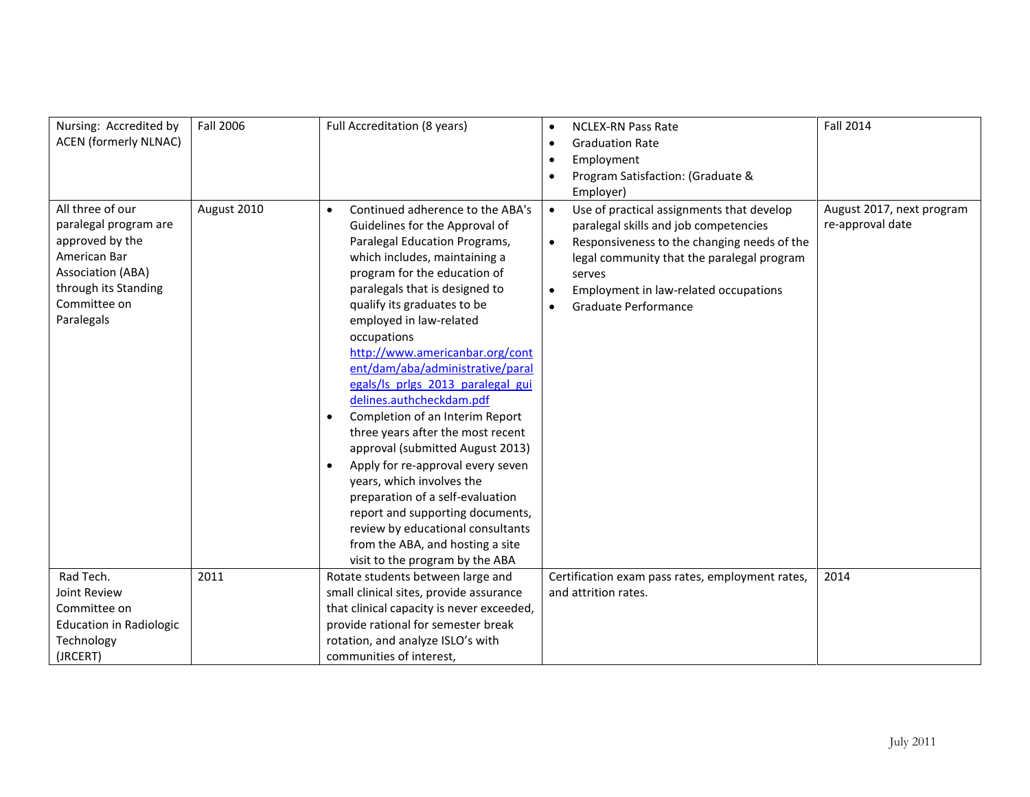| | | | | |
|---|---|---|---|---|
| Nursing: Accredited by ACEN (formerly NLNAC) | Fall 2006 | Full Accreditation (8 years) | • NCLEX-RN Pass Rate<br>• Graduation Rate<br>• Employment<br>• Program Satisfaction: (Graduate & Employer) | Fall 2014 |
| All three of our paralegal program are approved by the American Bar Association (ABA) through its Standing Committee on Paralegals | August 2010 | • Continued adherence to the ABA's Guidelines for the Approval of Paralegal Education Programs, which includes, maintaining a program for the education of paralegals that is designed to qualify its graduates to be employed in law-related occupations http://www.americanbar.org/content/dam/aba/administrative/paralegals/ls_prlgs_2013_paralegal_guidelines.authcheckdam.pdf<br>• Completion of an Interim Report three years after the most recent approval (submitted August 2013)<br>• Apply for re-approval every seven years, which involves the preparation of a self-evaluation report and supporting documents, review by educational consultants from the ABA, and hosting a site visit to the program by the ABA | • Use of practical assignments that develop paralegal skills and job competencies<br>• Responsiveness to the changing needs of the legal community that the paralegal program serves<br>• Employment in law-related occupations<br>• Graduate Performance | August 2017, next program re-approval date |
| Rad Tech. Joint Review Committee on Education in Radiologic Technology (JRCERT) | 2011 | Rotate students between large and small clinical sites, provide assurance that clinical capacity is never exceeded, provide rational for semester break rotation, and analyze ISLO's with communities of interest, | Certification exam pass rates, employment rates, and attrition rates. | 2014 |

July 2011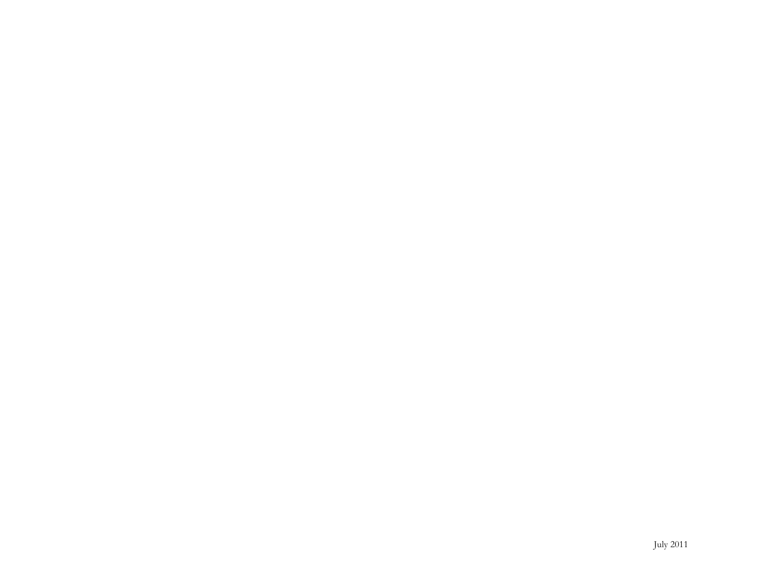July 2011